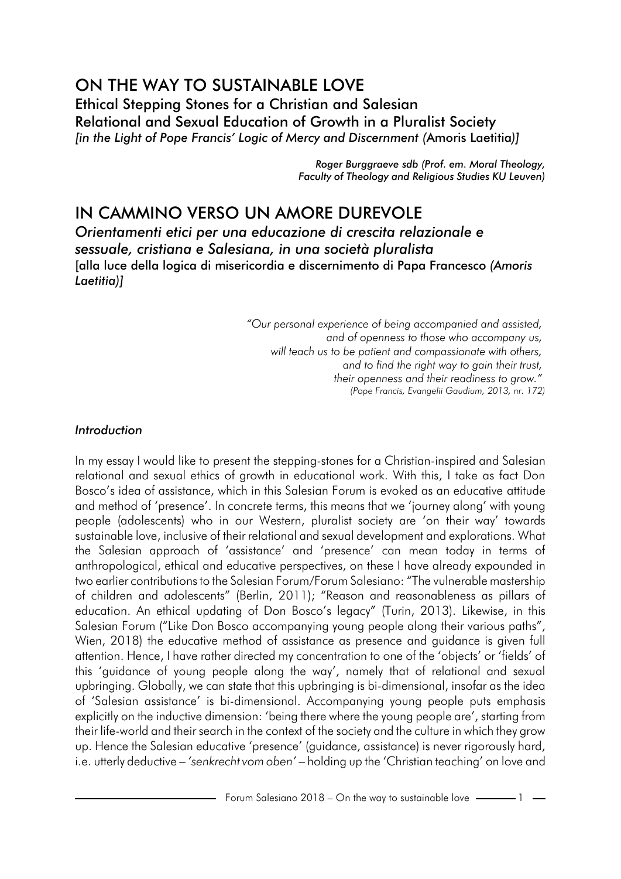# ON THE WAY TO SUSTAINABLE LOVE

## Ethical Stepping Stones for a Christian and Salesian Relational and Sexual Education of Growth in a Pluralist Society

*[in the Light of Pope Francis' Logic of Mercy and Discernment (*Amoris Laetitia*)]*

*Roger Burggraeve sdb (Prof. em. Moral Theology, Faculty of Theology and Religious Studies KU Leuven)*

# IN CAMMINO VERSO UN AMORE DUREVOLE

## *Orientamenti etici per una educazione di crescita relazionale e sessuale, cristiana e Salesiana, in una società pluralista*

[alla luce della logica di misericordia e discernimento di Papa Francesco *(Amoris Laetitia)]*

> *"Our personal experience of being accompanied and assisted, and of openness to those who accompany us, will teach us to be patient and compassionate with others, and to find the right way to gain their trust, their openness and their readiness to grow."*
> *(Pope Francis, Evangelii Gaudium, 2013, nr. 172)*

### *Introduction*

In my essay I would like to present the stepping-stones for a Christian-inspired and Salesian relational and sexual ethics of growth in educational work. With this, I take as fact Don Bosco's idea of assistance, which in this Salesian Forum is evoked as an educative attitude and method of 'presence'. In concrete terms, this means that we 'journey along' with young people (adolescents) who in our Western, pluralist society are 'on their way' towards sustainable love, inclusive of their relational and sexual development and explorations. What the Salesian approach of 'assistance' and 'presence' can mean today in terms of anthropological, ethical and educative perspectives, on these I have already expounded in two earlier contributions to the Salesian Forum/Forum Salesiano: "The vulnerable mastership of children and adolescents" (Berlin, 2011); "Reason and reasonableness as pillars of education. An ethical updating of Don Bosco's legacy" (Turin, 2013). Likewise, in this Salesian Forum ("Like Don Bosco accompanying young people along their various paths", Wien, 2018) the educative method of assistance as presence and guidance is given full attention. Hence, I have rather directed my concentration to one of the 'objects' or 'fields' of this 'guidance of young people along the way', namely that of relational and sexual upbringing. Globally, we can state that this upbringing is bi-dimensional, insofar as the idea of 'Salesian assistance' is bi-dimensional. Accompanying young people puts emphasis explicitly on the inductive dimension: 'being there where the young people are', starting from their life-world and their search in the context of the society and the culture in which they grow up. Hence the Salesian educative 'presence' (guidance, assistance) is never rigorously hard, i.e. utterly deductive – *'senkrecht vom oben'* – holding up the 'Christian teaching' on love and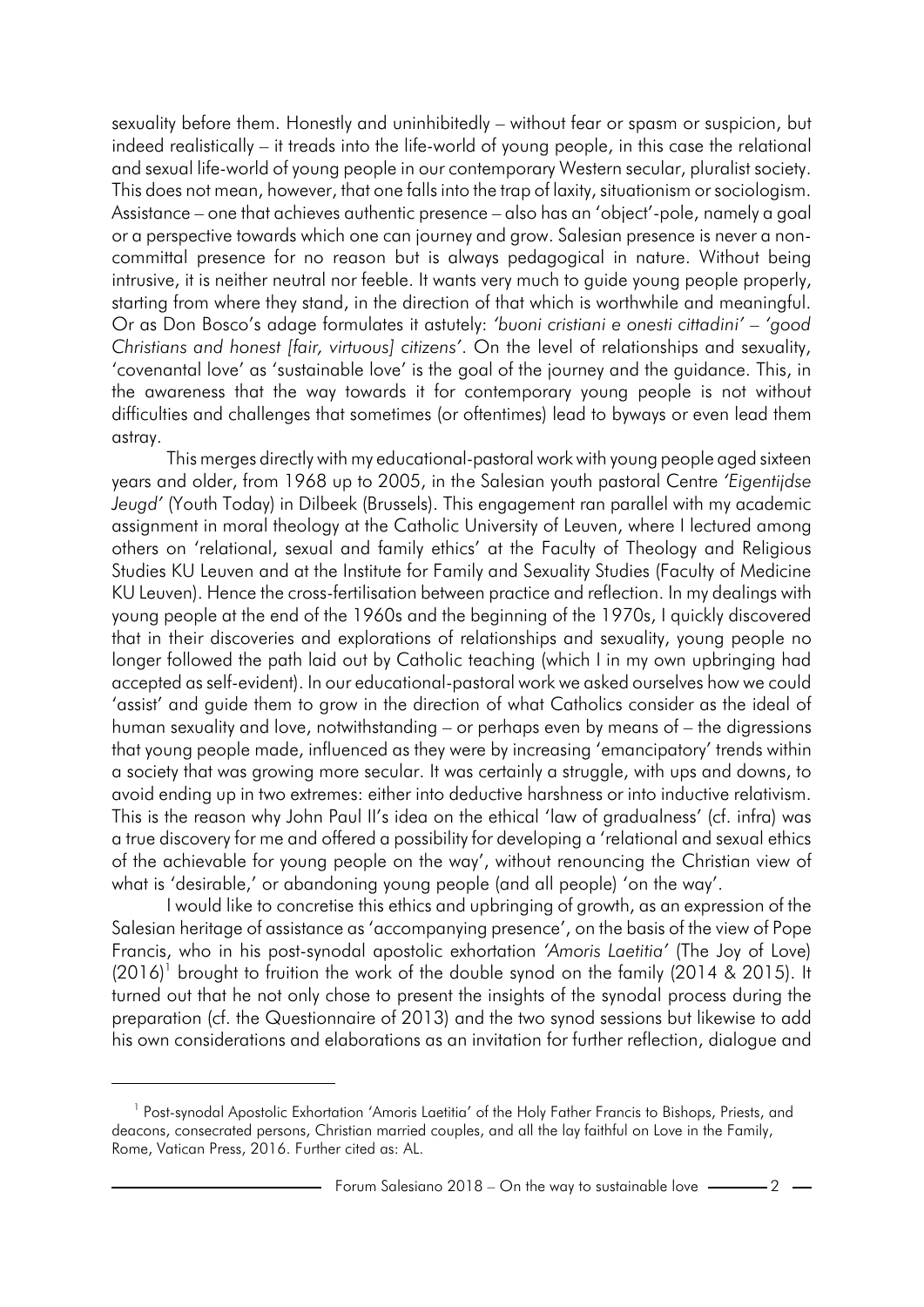sexuality before them. Honestly and uninhibitedly – without fear or spasm or suspicion, but indeed realistically – it treads into the life-world of young people, in this case the relational and sexual life-world of young people in our contemporary Western secular, pluralist society. This does not mean, however, that one falls into the trap of laxity, situationism or sociologism. Assistance – one that achieves authentic presence – also has an 'object'-pole, namely a goal or a perspective towards which one can journey and grow. Salesian presence is never a non-committal presence for no reason but is always pedagogical in nature. Without being intrusive, it is neither neutral nor feeble. It wants very much to guide young people properly, starting from where they stand, in the direction of that which is worthwhile and meaningful. Or as Don Bosco's adage formulates it astutely: *'buoni cristiani e onesti cittadini'* – *'good Christians and honest [fair, virtuous] citizens'*. On the level of relationships and sexuality, 'covenantal love' as 'sustainable love' is the goal of the journey and the guidance. This, in the awareness that the way towards it for contemporary young people is not without difficulties and challenges that sometimes (or oftentimes) lead to byways or even lead them astray.

This merges directly with my educational-pastoral work with young people aged sixteen years and older, from 1968 up to 2005, in the Salesian youth pastoral Centre *'Eigentijdse Jeugd'* (Youth Today) in Dilbeek (Brussels). This engagement ran parallel with my academic assignment in moral theology at the Catholic University of Leuven, where I lectured among others on 'relational, sexual and family ethics' at the Faculty of Theology and Religious Studies KU Leuven and at the Institute for Family and Sexuality Studies (Faculty of Medicine KU Leuven). Hence the cross-fertilisation between practice and reflection. In my dealings with young people at the end of the 1960s and the beginning of the 1970s, I quickly discovered that in their discoveries and explorations of relationships and sexuality, young people no longer followed the path laid out by Catholic teaching (which I in my own upbringing had accepted as self-evident). In our educational-pastoral work we asked ourselves how we could 'assist' and guide them to grow in the direction of what Catholics consider as the ideal of human sexuality and love, notwithstanding – or perhaps even by means of – the digressions that young people made, influenced as they were by increasing 'emancipatory' trends within a society that was growing more secular. It was certainly a struggle, with ups and downs, to avoid ending up in two extremes: either into deductive harshness or into inductive relativism. This is the reason why John Paul II's idea on the ethical 'law of gradualness' (cf. infra) was a true discovery for me and offered a possibility for developing a 'relational and sexual ethics of the achievable for young people on the way', without renouncing the Christian view of what is 'desirable,' or abandoning young people (and all people) 'on the way'.

I would like to concretise this ethics and upbringing of growth, as an expression of the Salesian heritage of assistance as 'accompanying presence', on the basis of the view of Pope Francis, who in his post-synodal apostolic exhortation *'Amoris Laetitia'* (The Joy of Love) (2016)[1] brought to fruition the work of the double synod on the family (2014 & 2015). It turned out that he not only chose to present the insights of the synodal process during the preparation (cf. the Questionnaire of 2013) and the two synod sessions but likewise to add his own considerations and elaborations as an invitation for further reflection, dialogue and

---

[1] Post-synodal Apostolic Exhortation 'Amoris Laetitia' of the Holy Father Francis to Bishops, Priests, and deacons, consecrated persons, Christian married couples, and all the lay faithful on Love in the Family, Rome, Vatican Press, 2016. Further cited as: AL.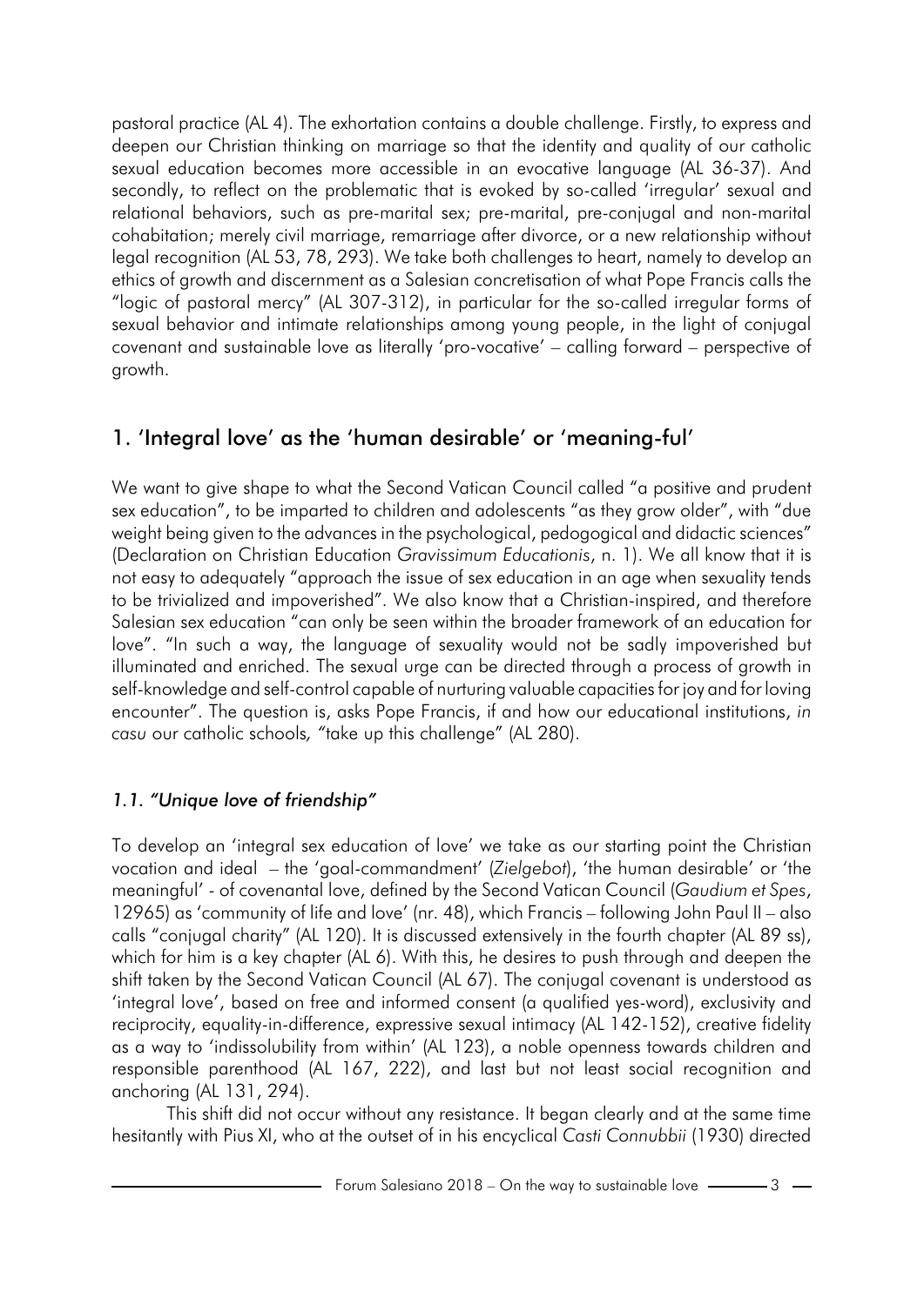pastoral practice (AL 4). The exhortation contains a double challenge. Firstly, to express and deepen our Christian thinking on marriage so that the identity and quality of our catholic sexual education becomes more accessible in an evocative language (AL 36-37). And secondly, to reflect on the problematic that is evoked by so-called 'irregular' sexual and relational behaviors, such as pre-marital sex; pre-marital, pre-conjugal and non-marital cohabitation; merely civil marriage, remarriage after divorce, or a new relationship without legal recognition (AL 53, 78, 293). We take both challenges to heart, namely to develop an ethics of growth and discernment as a Salesian concretisation of what Pope Francis calls the "logic of pastoral mercy" (AL 307-312), in particular for the so-called irregular forms of sexual behavior and intimate relationships among young people, in the light of conjugal covenant and sustainable love as literally 'pro-vocative' – calling forward – perspective of growth.

## 1. 'Integral love' as the 'human desirable' or 'meaning-ful'

We want to give shape to what the Second Vatican Council called "a positive and prudent sex education", to be imparted to children and adolescents "as they grow older", with "due weight being given to the advances in the psychological, pedogogical and didactic sciences" (Declaration on Christian Education *Gravissimum Educationis*, n. 1). We all know that it is not easy to adequately "approach the issue of sex education in an age when sexuality tends to be trivialized and impoverished". We also know that a Christian-inspired, and therefore Salesian sex education "can only be seen within the broader framework of an education for love". "In such a way, the language of sexuality would not be sadly impoverished but illuminated and enriched. The sexual urge can be directed through a process of growth in self-knowledge and self-control capable of nurturing valuable capacities for joy and for loving encounter". The question is, asks Pope Francis, if and how our educational institutions, *in casu* our catholic schools, "take up this challenge" (AL 280).

### *1.1. "Unique love of friendship"*

To develop an 'integral sex education of love' we take as our starting point the Christian vocation and ideal – the 'goal-commandment' (*Zielgebot*), 'the human desirable' or 'the meaningful' - of covenantal love, defined by the Second Vatican Council (*Gaudium et Spes*, 12965) as 'community of life and love' (nr. 48), which Francis – following John Paul II – also calls "conjugal charity" (AL 120). It is discussed extensively in the fourth chapter (AL 89 ss), which for him is a key chapter (AL 6). With this, he desires to push through and deepen the shift taken by the Second Vatican Council (AL 67). The conjugal covenant is understood as 'integral love', based on free and informed consent (a qualified yes-word), exclusivity and reciprocity, equality-in-difference, expressive sexual intimacy (AL 142-152), creative fidelity as a way to 'indissolubility from within' (AL 123), a noble openness towards children and responsible parenthood (AL 167, 222), and last but not least social recognition and anchoring (AL 131, 294).

This shift did not occur without any resistance. It began clearly and at the same time hesitantly with Pius XI, who at the outset of in his encyclical *Casti Connubbii* (1930) directed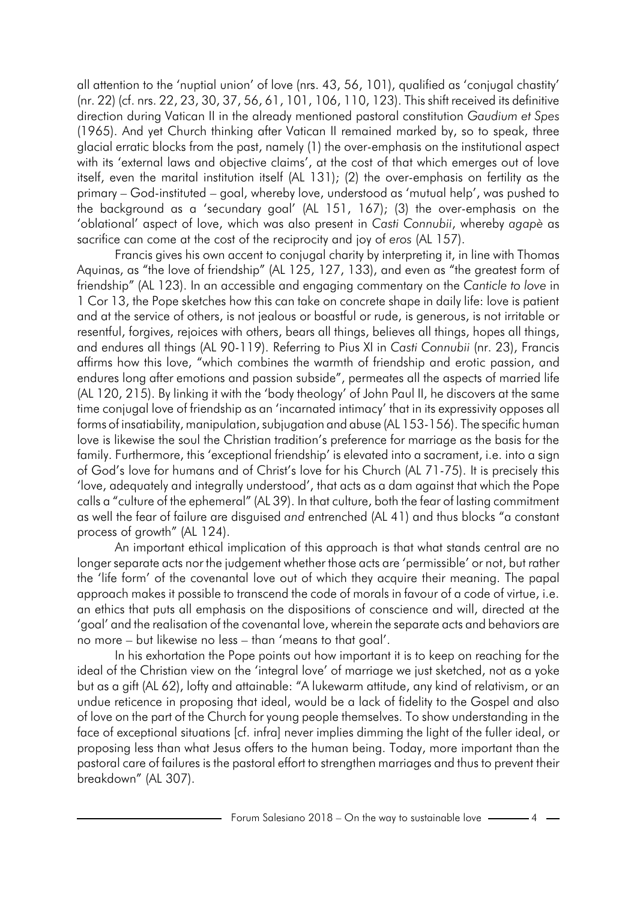all attention to the 'nuptial union' of love (nrs. 43, 56, 101), qualified as 'conjugal chastity' (nr. 22) (cf. nrs. 22, 23, 30, 37, 56, 61, 101, 106, 110, 123). This shift received its definitive direction during Vatican II in the already mentioned pastoral constitution *Gaudium et Spes* (1965). And yet Church thinking after Vatican II remained marked by, so to speak, three glacial erratic blocks from the past, namely (1) the over-emphasis on the institutional aspect with its 'external laws and objective claims', at the cost of that which emerges out of love itself, even the marital institution itself (AL 131); (2) the over-emphasis on fertility as the primary – God-instituted – goal, whereby love, understood as 'mutual help', was pushed to the background as a 'secundary goal' (AL 151, 167); (3) the over-emphasis on the 'oblational' aspect of love, which was also present in *Casti Connubii*, whereby *agapè* as sacrifice can come at the cost of the reciprocity and joy of *eros* (AL 157).

Francis gives his own accent to conjugal charity by interpreting it, in line with Thomas Aquinas, as "the love of friendship" (AL 125, 127, 133), and even as "the greatest form of friendship" (AL 123). In an accessible and engaging commentary on the *Canticle to love* in 1 Cor 13, the Pope sketches how this can take on concrete shape in daily life: love is patient and at the service of others, is not jealous or boastful or rude, is generous, is not irritable or resentful, forgives, rejoices with others, bears all things, believes all things, hopes all things, and endures all things (AL 90-119). Referring to Pius XI in *Casti Connubii* (nr. 23), Francis affirms how this love, "which combines the warmth of friendship and erotic passion, and endures long after emotions and passion subside", permeates all the aspects of married life (AL 120, 215). By linking it with the 'body theology' of John Paul II, he discovers at the same time conjugal love of friendship as an 'incarnated intimacy' that in its expressivity opposes all forms of insatiability, manipulation, subjugation and abuse (AL 153-156). The specific human love is likewise the soul the Christian tradition's preference for marriage as the basis for the family. Furthermore, this 'exceptional friendship' is elevated into a sacrament, i.e. into a sign of God's love for humans and of Christ's love for his Church (AL 71-75). It is precisely this 'love, adequately and integrally understood', that acts as a dam against that which the Pope calls a "culture of the ephemeral" (AL 39). In that culture, both the fear of lasting commitment as well the fear of failure are disguised *and* entrenched (AL 41) and thus blocks "a constant process of growth" (AL 124).

An important ethical implication of this approach is that what stands central are no longer separate acts nor the judgement whether those acts are 'permissible' or not, but rather the 'life form' of the covenantal love out of which they acquire their meaning. The papal approach makes it possible to transcend the code of morals in favour of a code of virtue, i.e. an ethics that puts all emphasis on the dispositions of conscience and will, directed at the 'goal' and the realisation of the covenantal love, wherein the separate acts and behaviors are no more – but likewise no less – than 'means to that goal'.

In his exhortation the Pope points out how important it is to keep on reaching for the ideal of the Christian view on the 'integral love' of marriage we just sketched, not as a yoke but as a gift (AL 62), lofty and attainable: "A lukewarm attitude, any kind of relativism, or an undue reticence in proposing that ideal, would be a lack of fidelity to the Gospel and also of love on the part of the Church for young people themselves. To show understanding in the face of exceptional situations [cf. infra] never implies dimming the light of the fuller ideal, or proposing less than what Jesus offers to the human being. Today, more important than the pastoral care of failures is the pastoral effort to strengthen marriages and thus to prevent their breakdown" (AL 307).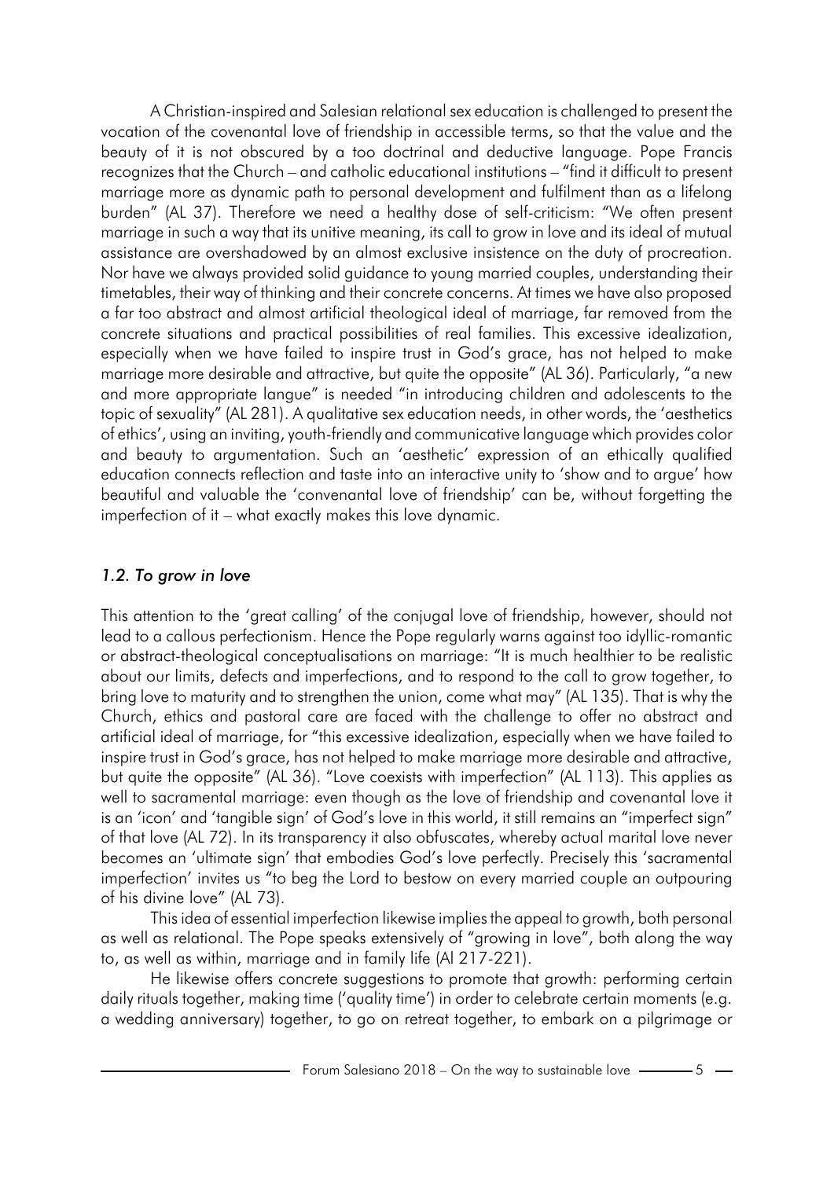A Christian-inspired and Salesian relational sex education is challenged to present the vocation of the covenantal love of friendship in accessible terms, so that the value and the beauty of it is not obscured by a too doctrinal and deductive language. Pope Francis recognizes that the Church – and catholic educational institutions – "find it difficult to present marriage more as dynamic path to personal development and fulfilment than as a lifelong burden" (AL 37). Therefore we need a healthy dose of self-criticism: "We often present marriage in such a way that its unitive meaning, its call to grow in love and its ideal of mutual assistance are overshadowed by an almost exclusive insistence on the duty of procreation. Nor have we always provided solid guidance to young married couples, understanding their timetables, their way of thinking and their concrete concerns. At times we have also proposed a far too abstract and almost artificial theological ideal of marriage, far removed from the concrete situations and practical possibilities of real families. This excessive idealization, especially when we have failed to inspire trust in God's grace, has not helped to make marriage more desirable and attractive, but quite the opposite" (AL 36). Particularly, "a new and more appropriate langue" is needed "in introducing children and adolescents to the topic of sexuality" (AL 281). A qualitative sex education needs, in other words, the 'aesthetics of ethics', using an inviting, youth-friendly and communicative language which provides color and beauty to argumentation. Such an 'aesthetic' expression of an ethically qualified education connects reflection and taste into an interactive unity to 'show and to argue' how beautiful and valuable the 'convenantal love of friendship' can be, without forgetting the imperfection of it – what exactly makes this love dynamic.

### *1.2. To grow in love*

This attention to the 'great calling' of the conjugal love of friendship, however, should not lead to a callous perfectionism. Hence the Pope regularly warns against too idyllic-romantic or abstract-theological conceptualisations on marriage: "It is much healthier to be realistic about our limits, defects and imperfections, and to respond to the call to grow together, to bring love to maturity and to strengthen the union, come what may" (AL 135). That is why the Church, ethics and pastoral care are faced with the challenge to offer no abstract and artificial ideal of marriage, for "this excessive idealization, especially when we have failed to inspire trust in God's grace, has not helped to make marriage more desirable and attractive, but quite the opposite" (AL 36). "Love coexists with imperfection" (AL 113). This applies as well to sacramental marriage: even though as the love of friendship and covenantal love it is an 'icon' and 'tangible sign' of God's love in this world, it still remains an "imperfect sign" of that love (AL 72). In its transparency it also obfuscates, whereby actual marital love never becomes an 'ultimate sign' that embodies God's love perfectly. Precisely this 'sacramental imperfection' invites us "to beg the Lord to bestow on every married couple an outpouring of his divine love" (AL 73).

This idea of essential imperfection likewise implies the appeal to growth, both personal as well as relational. The Pope speaks extensively of "growing in love", both along the way to, as well as within, marriage and in family life (Al 217-221).

He likewise offers concrete suggestions to promote that growth: performing certain daily rituals together, making time ('quality time') in order to celebrate certain moments (e.g. a wedding anniversary) together, to go on retreat together, to embark on a pilgrimage or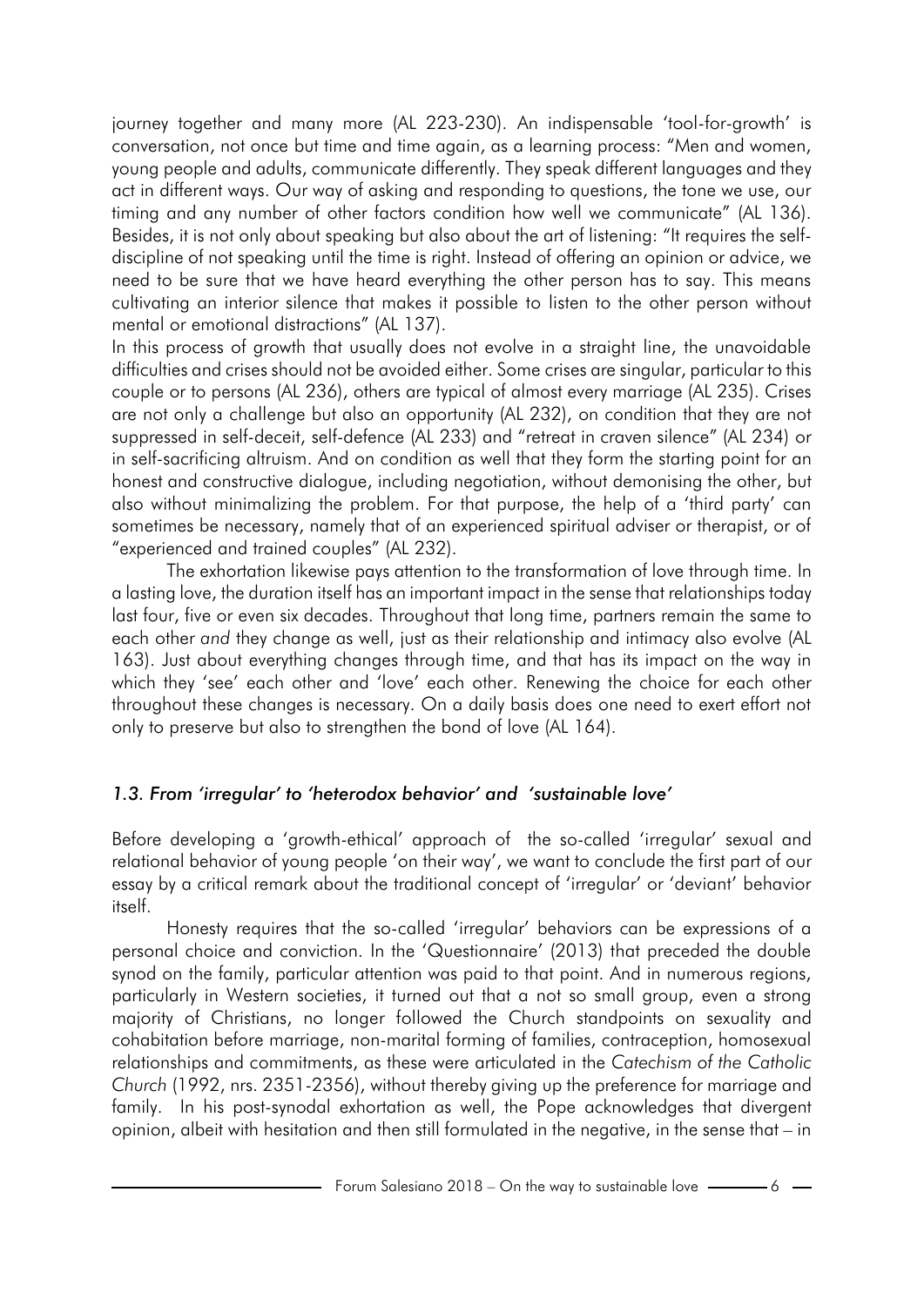journey together and many more (AL 223-230). An indispensable 'tool-for-growth' is conversation, not once but time and time again, as a learning process: "Men and women, young people and adults, communicate differently. They speak different languages and they act in different ways. Our way of asking and responding to questions, the tone we use, our timing and any number of other factors condition how well we communicate" (AL 136). Besides, it is not only about speaking but also about the art of listening: "It requires the self-discipline of not speaking until the time is right. Instead of offering an opinion or advice, we need to be sure that we have heard everything the other person has to say. This means cultivating an interior silence that makes it possible to listen to the other person without mental or emotional distractions" (AL 137).

In this process of growth that usually does not evolve in a straight line, the unavoidable difficulties and crises should not be avoided either. Some crises are singular, particular to this couple or to persons (AL 236), others are typical of almost every marriage (AL 235). Crises are not only a challenge but also an opportunity (AL 232), on condition that they are not suppressed in self-deceit, self-defence (AL 233) and "retreat in craven silence" (AL 234) or in self-sacrificing altruism. And on condition as well that they form the starting point for an honest and constructive dialogue, including negotiation, without demonising the other, but also without minimalizing the problem. For that purpose, the help of a 'third party' can sometimes be necessary, namely that of an experienced spiritual adviser or therapist, or of "experienced and trained couples" (AL 232).

The exhortation likewise pays attention to the transformation of love through time. In a lasting love, the duration itself has an important impact in the sense that relationships today last four, five or even six decades. Throughout that long time, partners remain the same to each other *and* they change as well, just as their relationship and intimacy also evolve (AL 163). Just about everything changes through time, and that has its impact on the way in which they 'see' each other and 'love' each other. Renewing the choice for each other throughout these changes is necessary. On a daily basis does one need to exert effort not only to preserve but also to strengthen the bond of love (AL 164).

### *1.3. From 'irregular' to 'heterodox behavior' and 'sustainable love'*

Before developing a 'growth-ethical' approach of the so-called 'irregular' sexual and relational behavior of young people 'on their way', we want to conclude the first part of our essay by a critical remark about the traditional concept of 'irregular' or 'deviant' behavior itself.

Honesty requires that the so-called 'irregular' behaviors can be expressions of a personal choice and conviction. In the 'Questionnaire' (2013) that preceded the double synod on the family, particular attention was paid to that point. And in numerous regions, particularly in Western societies, it turned out that a not so small group, even a strong majority of Christians, no longer followed the Church standpoints on sexuality and cohabitation before marriage, non-marital forming of families, contraception, homosexual relationships and commitments, as these were articulated in the *Catechism of the Catholic Church* (1992, nrs. 2351-2356), without thereby giving up the preference for marriage and family. In his post-synodal exhortation as well, the Pope acknowledges that divergent opinion, albeit with hesitation and then still formulated in the negative, in the sense that – in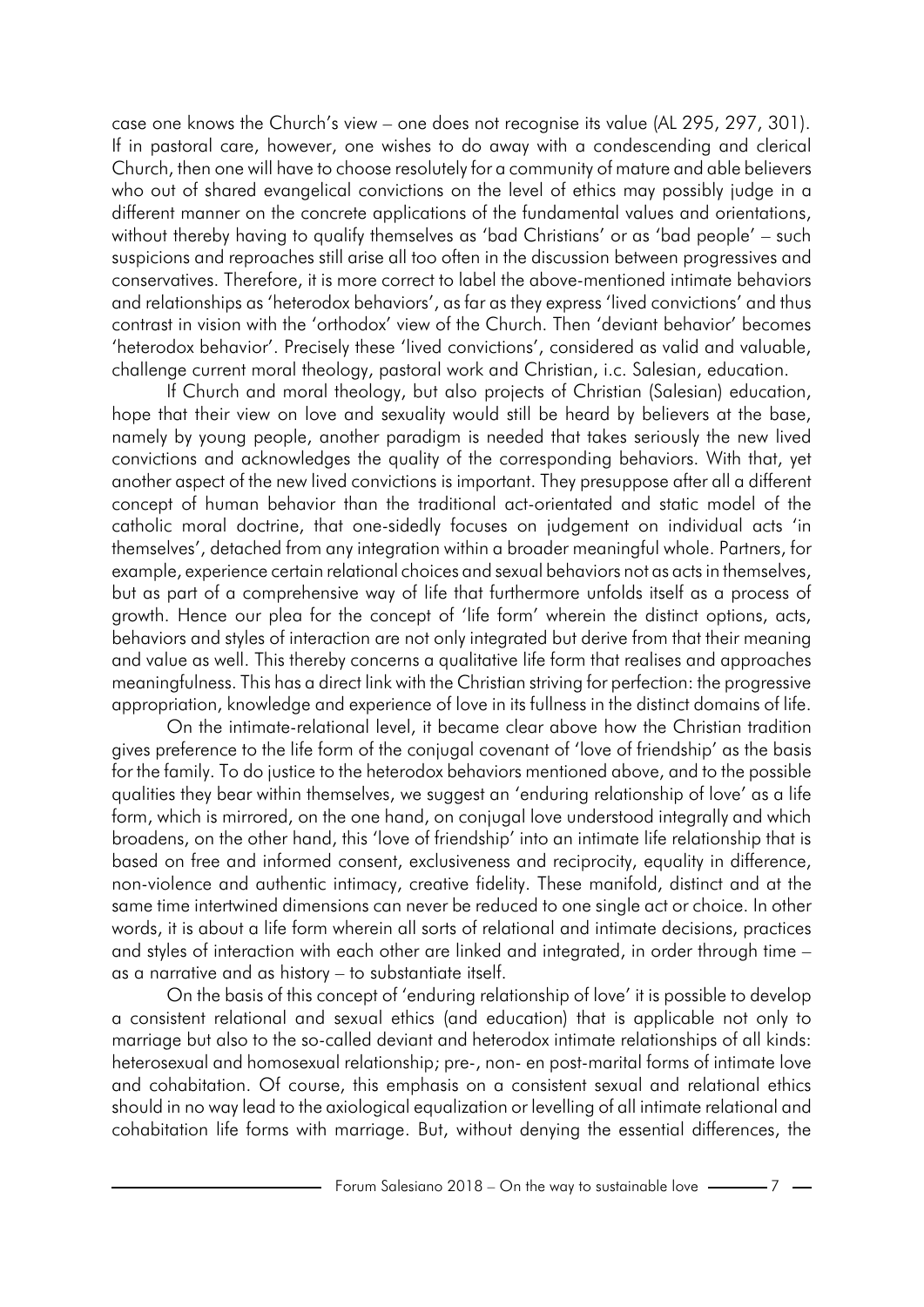case one knows the Church's view – one does not recognise its value (AL 295, 297, 301). If in pastoral care, however, one wishes to do away with a condescending and clerical Church, then one will have to choose resolutely for a community of mature and able believers who out of shared evangelical convictions on the level of ethics may possibly judge in a different manner on the concrete applications of the fundamental values and orientations, without thereby having to qualify themselves as 'bad Christians' or as 'bad people' – such suspicions and reproaches still arise all too often in the discussion between progressives and conservatives. Therefore, it is more correct to label the above-mentioned intimate behaviors and relationships as 'heterodox behaviors', as far as they express 'lived convictions' and thus contrast in vision with the 'orthodox' view of the Church. Then 'deviant behavior' becomes 'heterodox behavior'. Precisely these 'lived convictions', considered as valid and valuable, challenge current moral theology, pastoral work and Christian, i.c. Salesian, education.

If Church and moral theology, but also projects of Christian (Salesian) education, hope that their view on love and sexuality would still be heard by believers at the base, namely by young people, another paradigm is needed that takes seriously the new lived convictions and acknowledges the quality of the corresponding behaviors. With that, yet another aspect of the new lived convictions is important. They presuppose after all a different concept of human behavior than the traditional act-orientated and static model of the catholic moral doctrine, that one-sidedly focuses on judgement on individual acts 'in themselves', detached from any integration within a broader meaningful whole. Partners, for example, experience certain relational choices and sexual behaviors not as acts in themselves, but as part of a comprehensive way of life that furthermore unfolds itself as a process of growth. Hence our plea for the concept of 'life form' wherein the distinct options, acts, behaviors and styles of interaction are not only integrated but derive from that their meaning and value as well. This thereby concerns a qualitative life form that realises and approaches meaningfulness. This has a direct link with the Christian striving for perfection: the progressive appropriation, knowledge and experience of love in its fullness in the distinct domains of life.

On the intimate-relational level, it became clear above how the Christian tradition gives preference to the life form of the conjugal covenant of 'love of friendship' as the basis for the family. To do justice to the heterodox behaviors mentioned above, and to the possible qualities they bear within themselves, we suggest an 'enduring relationship of love' as a life form, which is mirrored, on the one hand, on conjugal love understood integrally and which broadens, on the other hand, this 'love of friendship' into an intimate life relationship that is based on free and informed consent, exclusiveness and reciprocity, equality in difference, non-violence and authentic intimacy, creative fidelity. These manifold, distinct and at the same time intertwined dimensions can never be reduced to one single act or choice. In other words, it is about a life form wherein all sorts of relational and intimate decisions, practices and styles of interaction with each other are linked and integrated, in order through time – as a narrative and as history – to substantiate itself.

On the basis of this concept of 'enduring relationship of love' it is possible to develop a consistent relational and sexual ethics (and education) that is applicable not only to marriage but also to the so-called deviant and heterodox intimate relationships of all kinds: heterosexual and homosexual relationship; pre-, non- en post-marital forms of intimate love and cohabitation. Of course, this emphasis on a consistent sexual and relational ethics should in no way lead to the axiological equalization or levelling of all intimate relational and cohabitation life forms with marriage. But, without denying the essential differences, the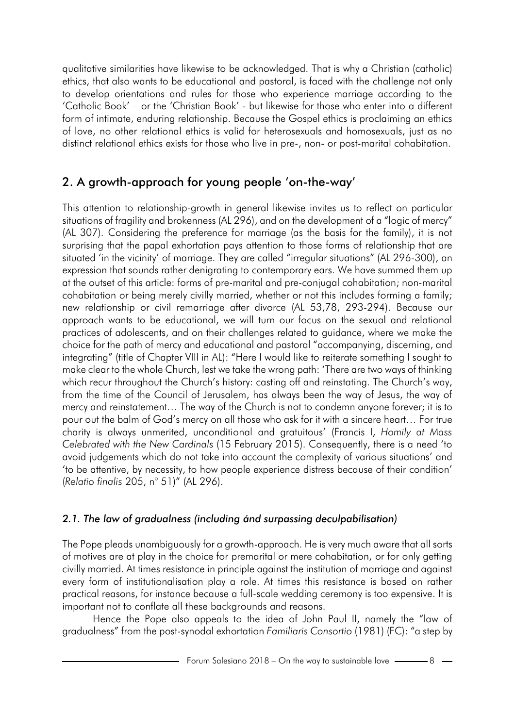qualitative similarities have likewise to be acknowledged. That is why a Christian (catholic) ethics, that also wants to be educational and pastoral, is faced with the challenge not only to develop orientations and rules for those who experience marriage according to the 'Catholic Book' – or the 'Christian Book' - but likewise for those who enter into a different form of intimate, enduring relationship. Because the Gospel ethics is proclaiming an ethics of love, no other relational ethics is valid for heterosexuals and homosexuals, just as no distinct relational ethics exists for those who live in pre-, non- or post-marital cohabitation.

## 2. A growth-approach for young people 'on-the-way'

This attention to relationship-growth in general likewise invites us to reflect on particular situations of fragility and brokenness (AL 296), and on the development of a "logic of mercy" (AL 307). Considering the preference for marriage (as the basis for the family), it is not surprising that the papal exhortation pays attention to those forms of relationship that are situated 'in the vicinity' of marriage. They are called "irregular situations" (AL 296-300), an expression that sounds rather denigrating to contemporary ears. We have summed them up at the outset of this article: forms of pre-marital and pre-conjugal cohabitation; non-marital cohabitation or being merely civilly married, whether or not this includes forming a family; new relationship or civil remarriage after divorce (AL 53,78, 293-294). Because our approach wants to be educational, we will turn our focus on the sexual and relational practices of adolescents, and on their challenges related to guidance, where we make the choice for the path of mercy and educational and pastoral "accompanying, discerning, and integrating" (title of Chapter VIII in AL): "Here I would like to reiterate something I sought to make clear to the whole Church, lest we take the wrong path: 'There are two ways of thinking which recur throughout the Church's history: casting off and reinstating. The Church's way, from the time of the Council of Jerusalem, has always been the way of Jesus, the way of mercy and reinstatement… The way of the Church is not to condemn anyone forever; it is to pour out the balm of God's mercy on all those who ask for it with a sincere heart… For true charity is always unmerited, unconditional and gratuitous' (Francis I, *Homily at Mass Celebrated with the New Cardinals* (15 February 2015). Consequently, there is a need 'to avoid judgements which do not take into account the complexity of various situations' and 'to be attentive, by necessity, to how people experience distress because of their condition' (*Relatio finalis* 205, n° 51)" (AL 296).

### *2.1. The law of gradualness (including ánd surpassing deculpabilisation)*

The Pope pleads unambiguously for a growth-approach. He is very much aware that all sorts of motives are at play in the choice for premarital or mere cohabitation, or for only getting civilly married. At times resistance in principle against the institution of marriage and against every form of institutionalisation play a role. At times this resistance is based on rather practical reasons, for instance because a full-scale wedding ceremony is too expensive. It is important not to conflate all these backgrounds and reasons.

Hence the Pope also appeals to the idea of John Paul II, namely the "law of gradualness" from the post-synodal exhortation *Familiaris Consortio* (1981) (FC): "a step by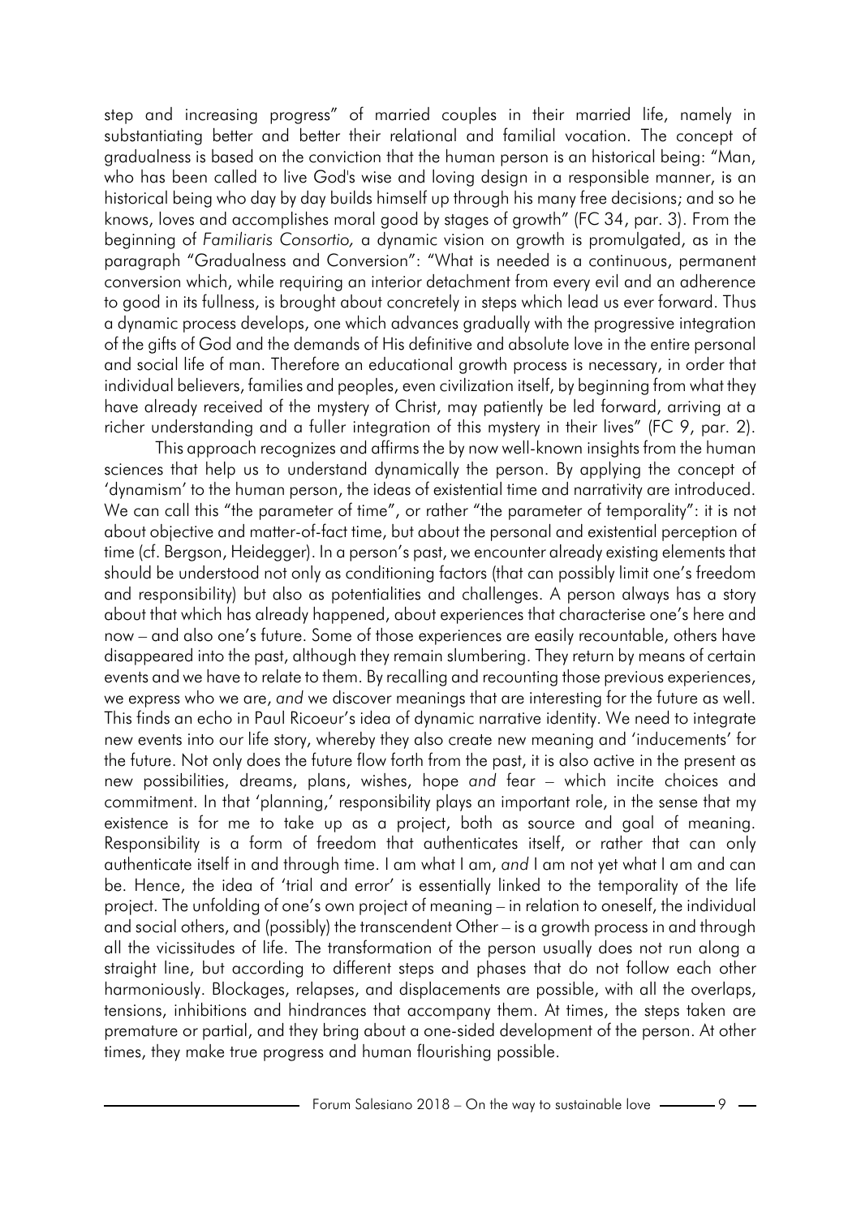step and increasing progress" of married couples in their married life, namely in substantiating better and better their relational and familial vocation. The concept of gradualness is based on the conviction that the human person is an historical being: "Man, who has been called to live God's wise and loving design in a responsible manner, is an historical being who day by day builds himself up through his many free decisions; and so he knows, loves and accomplishes moral good by stages of growth" (FC 34, par. 3). From the beginning of *Familiaris Consortio,* a dynamic vision on growth is promulgated, as in the paragraph "Gradualness and Conversion": "What is needed is a continuous, permanent conversion which, while requiring an interior detachment from every evil and an adherence to good in its fullness, is brought about concretely in steps which lead us ever forward. Thus a dynamic process develops, one which advances gradually with the progressive integration of the gifts of God and the demands of His definitive and absolute love in the entire personal and social life of man. Therefore an educational growth process is necessary, in order that individual believers, families and peoples, even civilization itself, by beginning from what they have already received of the mystery of Christ, may patiently be led forward, arriving at a richer understanding and a fuller integration of this mystery in their lives" (FC 9, par. 2).

This approach recognizes and affirms the by now well-known insights from the human sciences that help us to understand dynamically the person. By applying the concept of 'dynamism' to the human person, the ideas of existential time and narrativity are introduced. We can call this "the parameter of time", or rather "the parameter of temporality": it is not about objective and matter-of-fact time, but about the personal and existential perception of time (cf. Bergson, Heidegger). In a person's past, we encounter already existing elements that should be understood not only as conditioning factors (that can possibly limit one's freedom and responsibility) but also as potentialities and challenges. A person always has a story about that which has already happened, about experiences that characterise one's here and now – and also one's future. Some of those experiences are easily recountable, others have disappeared into the past, although they remain slumbering. They return by means of certain events and we have to relate to them. By recalling and recounting those previous experiences, we express who we are, *and* we discover meanings that are interesting for the future as well. This finds an echo in Paul Ricoeur's idea of dynamic narrative identity. We need to integrate new events into our life story, whereby they also create new meaning and 'inducements' for the future. Not only does the future flow forth from the past, it is also active in the present as new possibilities, dreams, plans, wishes, hope *and* fear – which incite choices and commitment. In that 'planning,' responsibility plays an important role, in the sense that my existence is for me to take up as a project, both as source and goal of meaning. Responsibility is a form of freedom that authenticates itself, or rather that can only authenticate itself in and through time. I am what I am, *and* I am not yet what I am and can be. Hence, the idea of 'trial and error' is essentially linked to the temporality of the life project. The unfolding of one's own project of meaning – in relation to oneself, the individual and social others, and (possibly) the transcendent Other – is a growth process in and through all the vicissitudes of life. The transformation of the person usually does not run along a straight line, but according to different steps and phases that do not follow each other harmoniously. Blockages, relapses, and displacements are possible, with all the overlaps, tensions, inhibitions and hindrances that accompany them. At times, the steps taken are premature or partial, and they bring about a one-sided development of the person. At other times, they make true progress and human flourishing possible.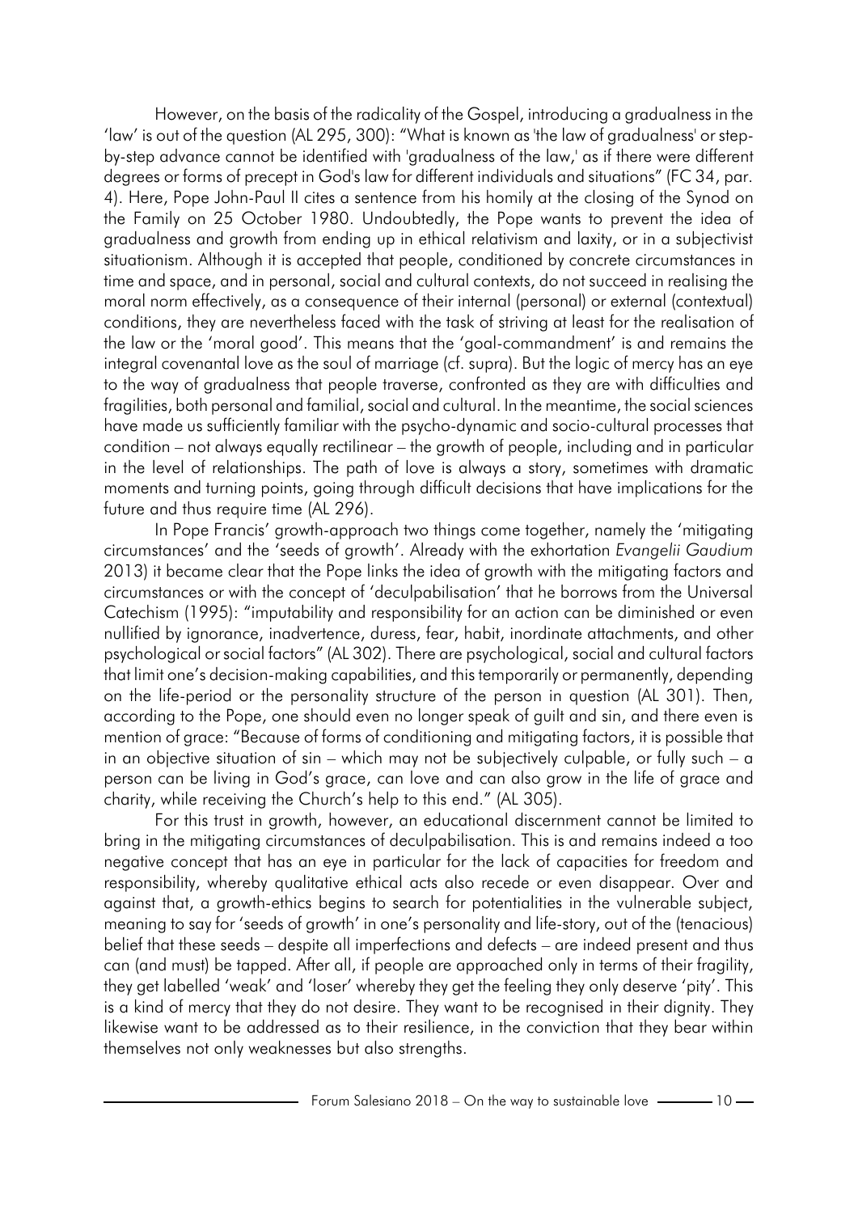However, on the basis of the radicality of the Gospel, introducing a gradualness in the 'law' is out of the question (AL 295, 300): "What is known as 'the law of gradualness' or step-by-step advance cannot be identified with 'gradualness of the law,' as if there were different degrees or forms of precept in God's law for different individuals and situations" (FC 34, par. 4). Here, Pope John-Paul II cites a sentence from his homily at the closing of the Synod on the Family on 25 October 1980. Undoubtedly, the Pope wants to prevent the idea of gradualness and growth from ending up in ethical relativism and laxity, or in a subjectivist situationism. Although it is accepted that people, conditioned by concrete circumstances in time and space, and in personal, social and cultural contexts, do not succeed in realising the moral norm effectively, as a consequence of their internal (personal) or external (contextual) conditions, they are nevertheless faced with the task of striving at least for the realisation of the law or the 'moral good'. This means that the 'goal-commandment' is and remains the integral covenantal love as the soul of marriage (cf. supra). But the logic of mercy has an eye to the way of gradualness that people traverse, confronted as they are with difficulties and fragilities, both personal and familial, social and cultural. In the meantime, the social sciences have made us sufficiently familiar with the psycho-dynamic and socio-cultural processes that condition – not always equally rectilinear – the growth of people, including and in particular in the level of relationships. The path of love is always a story, sometimes with dramatic moments and turning points, going through difficult decisions that have implications for the future and thus require time (AL 296).

In Pope Francis' growth-approach two things come together, namely the 'mitigating circumstances' and the 'seeds of growth'. Already with the exhortation *Evangelii Gaudium* 2013) it became clear that the Pope links the idea of growth with the mitigating factors and circumstances or with the concept of 'deculpabilisation' that he borrows from the Universal Catechism (1995): "imputability and responsibility for an action can be diminished or even nullified by ignorance, inadvertence, duress, fear, habit, inordinate attachments, and other psychological or social factors" (AL 302). There are psychological, social and cultural factors that limit one's decision-making capabilities, and this temporarily or permanently, depending on the life-period or the personality structure of the person in question (AL 301). Then, according to the Pope, one should even no longer speak of guilt and sin, and there even is mention of grace: "Because of forms of conditioning and mitigating factors, it is possible that in an objective situation of sin – which may not be subjectively culpable, or fully such – a person can be living in God's grace, can love and can also grow in the life of grace and charity, while receiving the Church's help to this end." (AL 305).

For this trust in growth, however, an educational discernment cannot be limited to bring in the mitigating circumstances of deculpabilisation. This is and remains indeed a too negative concept that has an eye in particular for the lack of capacities for freedom and responsibility, whereby qualitative ethical acts also recede or even disappear. Over and against that, a growth-ethics begins to search for potentialities in the vulnerable subject, meaning to say for 'seeds of growth' in one's personality and life-story, out of the (tenacious) belief that these seeds – despite all imperfections and defects – are indeed present and thus can (and must) be tapped. After all, if people are approached only in terms of their fragility, they get labelled 'weak' and 'loser' whereby they get the feeling they only deserve 'pity'. This is a kind of mercy that they do not desire. They want to be recognised in their dignity. They likewise want to be addressed as to their resilience, in the conviction that they bear within themselves not only weaknesses but also strengths.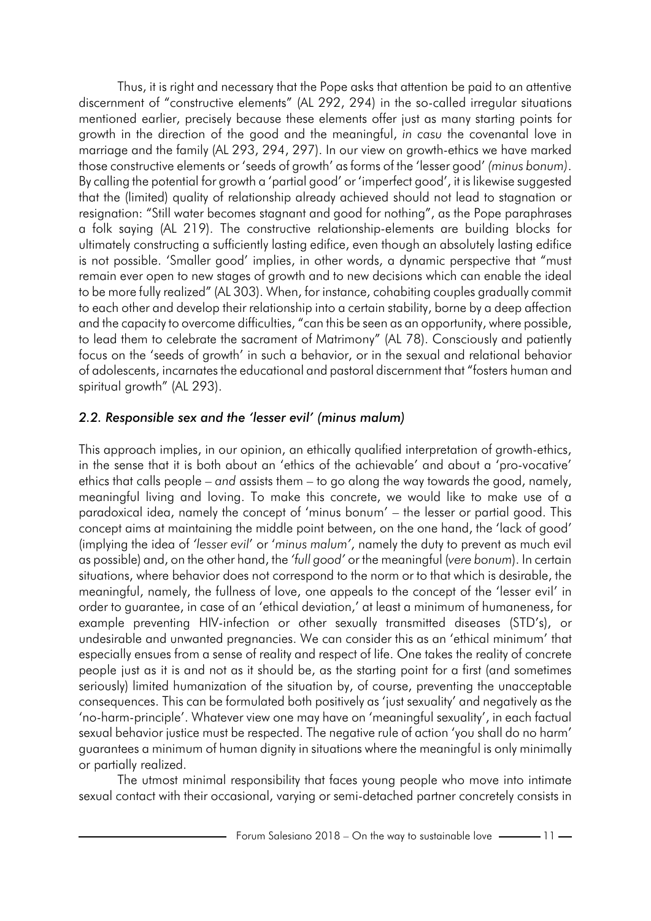Thus, it is right and necessary that the Pope asks that attention be paid to an attentive discernment of "constructive elements" (AL 292, 294) in the so-called irregular situations mentioned earlier, precisely because these elements offer just as many starting points for growth in the direction of the good and the meaningful, *in casu* the covenantal love in marriage and the family (AL 293, 294, 297). In our view on growth-ethics we have marked those constructive elements or 'seeds of growth' as forms of the 'lesser good' *(minus bonum)*. By calling the potential for growth a 'partial good' or 'imperfect good', it is likewise suggested that the (limited) quality of relationship already achieved should not lead to stagnation or resignation: "Still water becomes stagnant and good for nothing", as the Pope paraphrases a folk saying (AL 219). The constructive relationship-elements are building blocks for ultimately constructing a sufficiently lasting edifice, even though an absolutely lasting edifice is not possible. 'Smaller good' implies, in other words, a dynamic perspective that "must remain ever open to new stages of growth and to new decisions which can enable the ideal to be more fully realized" (AL 303). When, for instance, cohabiting couples gradually commit to each other and develop their relationship into a certain stability, borne by a deep affection and the capacity to overcome difficulties, "can this be seen as an opportunity, where possible, to lead them to celebrate the sacrament of Matrimony" (AL 78). Consciously and patiently focus on the 'seeds of growth' in such a behavior, or in the sexual and relational behavior of adolescents, incarnates the educational and pastoral discernment that "fosters human and spiritual growth" (AL 293).

### *2.2. Responsible sex and the 'lesser evil' (minus malum)*

This approach implies, in our opinion, an ethically qualified interpretation of growth-ethics, in the sense that it is both about an 'ethics of the achievable' and about a 'pro-vocative' ethics that calls people – *and* assists them – to go along the way towards the good, namely, meaningful living and loving. To make this concrete, we would like to make use of a paradoxical idea, namely the concept of 'minus bonum' – the lesser or partial good. This concept aims at maintaining the middle point between, on the one hand, the 'lack of good' (implying the idea of *'lesser evil'* or '*minus malum'*, namely the duty to prevent as much evil as possible) and, on the other hand, the *'full good'* or the meaningful (*vere bonum*). In certain situations, where behavior does not correspond to the norm or to that which is desirable, the meaningful, namely, the fullness of love, one appeals to the concept of the 'lesser evil' in order to guarantee, in case of an 'ethical deviation,' at least a minimum of humaneness, for example preventing HIV-infection or other sexually transmitted diseases (STD's), or undesirable and unwanted pregnancies. We can consider this as an 'ethical minimum' that especially ensues from a sense of reality and respect of life. One takes the reality of concrete people just as it is and not as it should be, as the starting point for a first (and sometimes seriously) limited humanization of the situation by, of course, preventing the unacceptable consequences. This can be formulated both positively as 'just sexuality' and negatively as the 'no-harm-principle'. Whatever view one may have on 'meaningful sexuality', in each factual sexual behavior justice must be respected. The negative rule of action 'you shall do no harm' guarantees a minimum of human dignity in situations where the meaningful is only minimally or partially realized.

The utmost minimal responsibility that faces young people who move into intimate sexual contact with their occasional, varying or semi-detached partner concretely consists in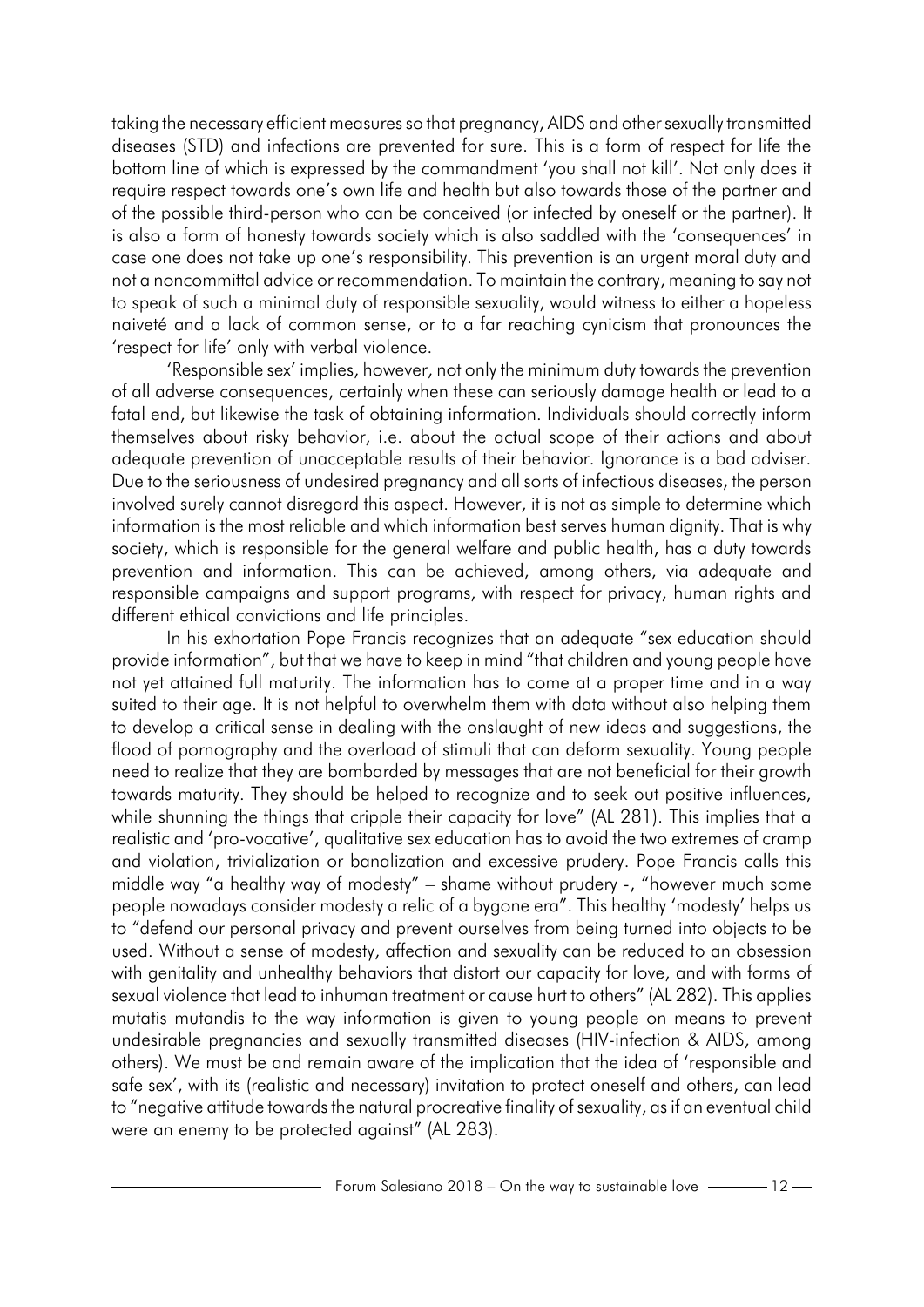taking the necessary efficient measures so that pregnancy, AIDS and other sexually transmitted diseases (STD) and infections are prevented for sure. This is a form of respect for life the bottom line of which is expressed by the commandment 'you shall not kill'. Not only does it require respect towards one's own life and health but also towards those of the partner and of the possible third-person who can be conceived (or infected by oneself or the partner). It is also a form of honesty towards society which is also saddled with the 'consequences' in case one does not take up one's responsibility. This prevention is an urgent moral duty and not a noncommittal advice or recommendation. To maintain the contrary, meaning to say not to speak of such a minimal duty of responsible sexuality, would witness to either a hopeless naiveté and a lack of common sense, or to a far reaching cynicism that pronounces the 'respect for life' only with verbal violence.

'Responsible sex' implies, however, not only the minimum duty towards the prevention of all adverse consequences, certainly when these can seriously damage health or lead to a fatal end, but likewise the task of obtaining information. Individuals should correctly inform themselves about risky behavior, i.e. about the actual scope of their actions and about adequate prevention of unacceptable results of their behavior. Ignorance is a bad adviser. Due to the seriousness of undesired pregnancy and all sorts of infectious diseases, the person involved surely cannot disregard this aspect. However, it is not as simple to determine which information is the most reliable and which information best serves human dignity. That is why society, which is responsible for the general welfare and public health, has a duty towards prevention and information. This can be achieved, among others, via adequate and responsible campaigns and support programs, with respect for privacy, human rights and different ethical convictions and life principles.

In his exhortation Pope Francis recognizes that an adequate "sex education should provide information", but that we have to keep in mind "that children and young people have not yet attained full maturity. The information has to come at a proper time and in a way suited to their age. It is not helpful to overwhelm them with data without also helping them to develop a critical sense in dealing with the onslaught of new ideas and suggestions, the flood of pornography and the overload of stimuli that can deform sexuality. Young people need to realize that they are bombarded by messages that are not beneficial for their growth towards maturity. They should be helped to recognize and to seek out positive influences, while shunning the things that cripple their capacity for love" (AL 281). This implies that a realistic and 'pro-vocative', qualitative sex education has to avoid the two extremes of cramp and violation, trivialization or banalization and excessive prudery. Pope Francis calls this middle way "a healthy way of modesty" – shame without prudery -, "however much some people nowadays consider modesty a relic of a bygone era". This healthy 'modesty' helps us to "defend our personal privacy and prevent ourselves from being turned into objects to be used. Without a sense of modesty, affection and sexuality can be reduced to an obsession with genitality and unhealthy behaviors that distort our capacity for love, and with forms of sexual violence that lead to inhuman treatment or cause hurt to others" (AL 282). This applies mutatis mutandis to the way information is given to young people on means to prevent undesirable pregnancies and sexually transmitted diseases (HIV-infection & AIDS, among others). We must be and remain aware of the implication that the idea of 'responsible and safe sex', with its (realistic and necessary) invitation to protect oneself and others, can lead to "negative attitude towards the natural procreative finality of sexuality, as if an eventual child were an enemy to be protected against" (AL 283).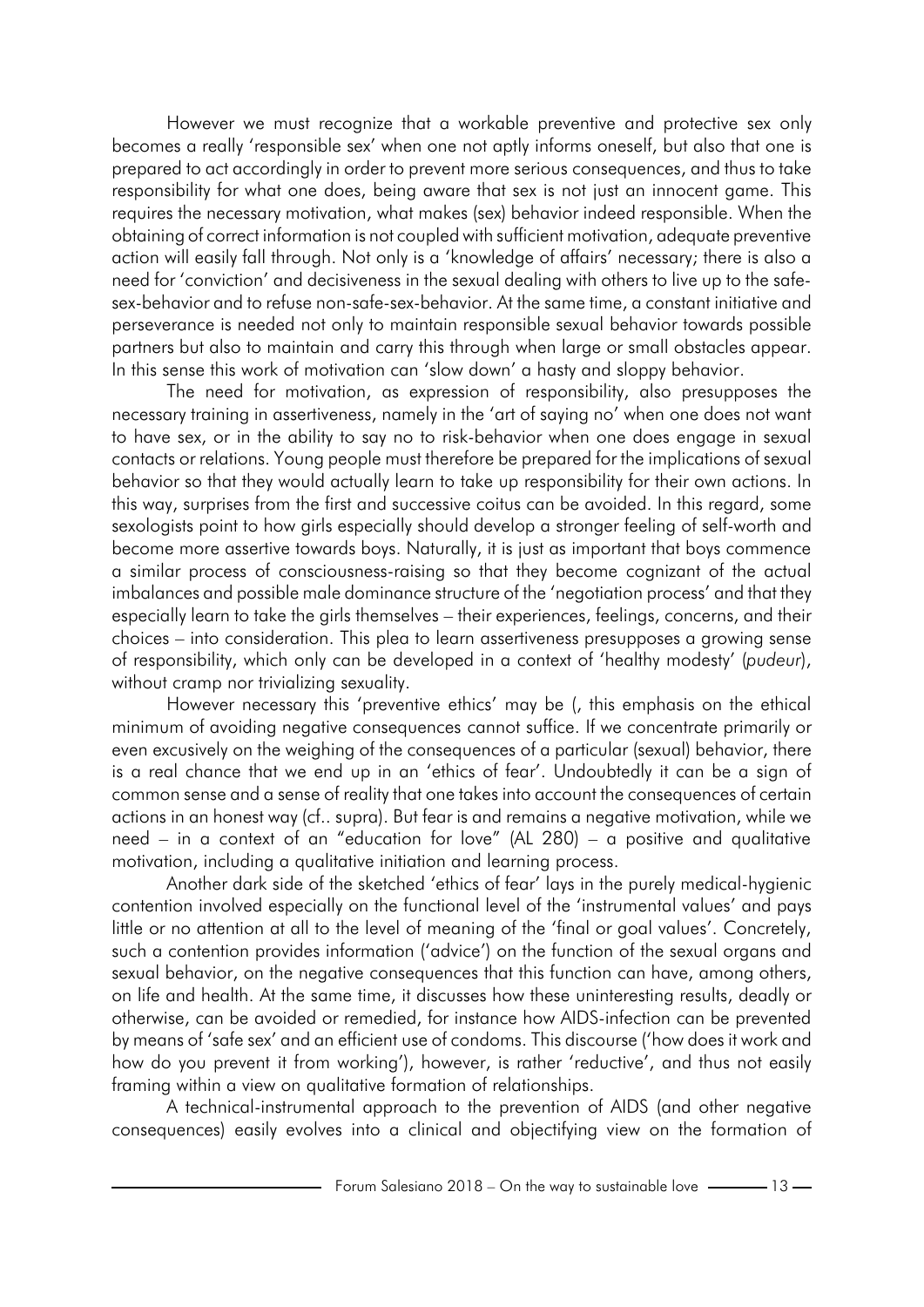However we must recognize that a workable preventive and protective sex only becomes a really 'responsible sex' when one not aptly informs oneself, but also that one is prepared to act accordingly in order to prevent more serious consequences, and thus to take responsibility for what one does, being aware that sex is not just an innocent game. This requires the necessary motivation, what makes (sex) behavior indeed responsible. When the obtaining of correct information is not coupled with sufficient motivation, adequate preventive action will easily fall through. Not only is a 'knowledge of affairs' necessary; there is also a need for 'conviction' and decisiveness in the sexual dealing with others to live up to the safe-sex-behavior and to refuse non-safe-sex-behavior. At the same time, a constant initiative and perseverance is needed not only to maintain responsible sexual behavior towards possible partners but also to maintain and carry this through when large or small obstacles appear. In this sense this work of motivation can 'slow down' a hasty and sloppy behavior.

The need for motivation, as expression of responsibility, also presupposes the necessary training in assertiveness, namely in the 'art of saying no' when one does not want to have sex, or in the ability to say no to risk-behavior when one does engage in sexual contacts or relations. Young people must therefore be prepared for the implications of sexual behavior so that they would actually learn to take up responsibility for their own actions. In this way, surprises from the first and successive coitus can be avoided. In this regard, some sexologists point to how girls especially should develop a stronger feeling of self-worth and become more assertive towards boys. Naturally, it is just as important that boys commence a similar process of consciousness-raising so that they become cognizant of the actual imbalances and possible male dominance structure of the 'negotiation process' and that they especially learn to take the girls themselves – their experiences, feelings, concerns, and their choices – into consideration. This plea to learn assertiveness presupposes a growing sense of responsibility, which only can be developed in a context of 'healthy modesty' (*pudeur*), without cramp nor trivializing sexuality.

However necessary this 'preventive ethics' may be (, this emphasis on the ethical minimum of avoiding negative consequences cannot suffice. If we concentrate primarily or even excusively on the weighing of the consequences of a particular (sexual) behavior, there is a real chance that we end up in an 'ethics of fear'. Undoubtedly it can be a sign of common sense and a sense of reality that one takes into account the consequences of certain actions in an honest way (cf.. supra). But fear is and remains a negative motivation, while we need – in a context of an "education for love" (AL 280) – a positive and qualitative motivation, including a qualitative initiation and learning process.

Another dark side of the sketched 'ethics of fear' lays in the purely medical-hygienic contention involved especially on the functional level of the 'instrumental values' and pays little or no attention at all to the level of meaning of the 'final or goal values'. Concretely, such a contention provides information ('advice') on the function of the sexual organs and sexual behavior, on the negative consequences that this function can have, among others, on life and health. At the same time, it discusses how these uninteresting results, deadly or otherwise, can be avoided or remedied, for instance how AIDS-infection can be prevented by means of 'safe sex' and an efficient use of condoms. This discourse ('how does it work and how do you prevent it from working'), however, is rather 'reductive', and thus not easily framing within a view on qualitative formation of relationships.

A technical-instrumental approach to the prevention of AIDS (and other negative consequences) easily evolves into a clinical and objectifying view on the formation of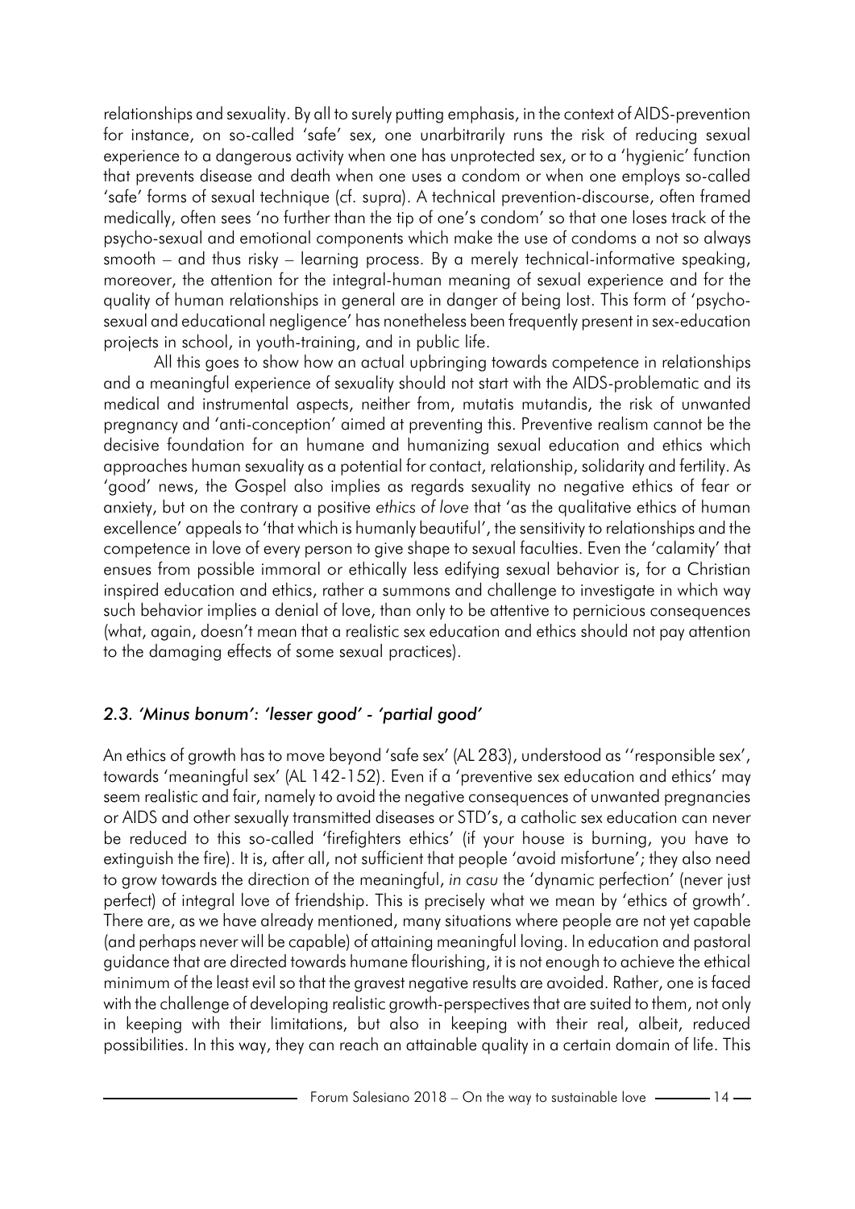relationships and sexuality. By all to surely putting emphasis, in the context of AIDS-prevention for instance, on so-called 'safe' sex, one unarbitrarily runs the risk of reducing sexual experience to a dangerous activity when one has unprotected sex, or to a 'hygienic' function that prevents disease and death when one uses a condom or when one employs so-called 'safe' forms of sexual technique (cf. supra). A technical prevention-discourse, often framed medically, often sees 'no further than the tip of one's condom' so that one loses track of the psycho-sexual and emotional components which make the use of condoms a not so always smooth – and thus risky – learning process. By a merely technical-informative speaking, moreover, the attention for the integral-human meaning of sexual experience and for the quality of human relationships in general are in danger of being lost. This form of 'psycho-sexual and educational negligence' has nonetheless been frequently present in sex-education projects in school, in youth-training, and in public life.

All this goes to show how an actual upbringing towards competence in relationships and a meaningful experience of sexuality should not start with the AIDS-problematic and its medical and instrumental aspects, neither from, mutatis mutandis, the risk of unwanted pregnancy and 'anti-conception' aimed at preventing this. Preventive realism cannot be the decisive foundation for an humane and humanizing sexual education and ethics which approaches human sexuality as a potential for contact, relationship, solidarity and fertility. As 'good' news, the Gospel also implies as regards sexuality no negative ethics of fear or anxiety, but on the contrary a positive *ethics of love* that 'as the qualitative ethics of human excellence' appeals to 'that which is humanly beautiful', the sensitivity to relationships and the competence in love of every person to give shape to sexual faculties. Even the 'calamity' that ensues from possible immoral or ethically less edifying sexual behavior is, for a Christian inspired education and ethics, rather a summons and challenge to investigate in which way such behavior implies a denial of love, than only to be attentive to pernicious consequences (what, again, doesn't mean that a realistic sex education and ethics should not pay attention to the damaging effects of some sexual practices).

### *2.3. 'Minus bonum': 'lesser good' - 'partial good'*

An ethics of growth has to move beyond 'safe sex' (AL 283), understood as ''responsible sex', towards 'meaningful sex' (AL 142-152). Even if a 'preventive sex education and ethics' may seem realistic and fair, namely to avoid the negative consequences of unwanted pregnancies or AIDS and other sexually transmitted diseases or STD's, a catholic sex education can never be reduced to this so-called 'firefighters ethics' (if your house is burning, you have to extinguish the fire). It is, after all, not sufficient that people 'avoid misfortune'; they also need to grow towards the direction of the meaningful, *in casu* the 'dynamic perfection' (never just perfect) of integral love of friendship. This is precisely what we mean by 'ethics of growth'. There are, as we have already mentioned, many situations where people are not yet capable (and perhaps never will be capable) of attaining meaningful loving. In education and pastoral guidance that are directed towards humane flourishing, it is not enough to achieve the ethical minimum of the least evil so that the gravest negative results are avoided. Rather, one is faced with the challenge of developing realistic growth-perspectives that are suited to them, not only in keeping with their limitations, but also in keeping with their real, albeit, reduced possibilities. In this way, they can reach an attainable quality in a certain domain of life. This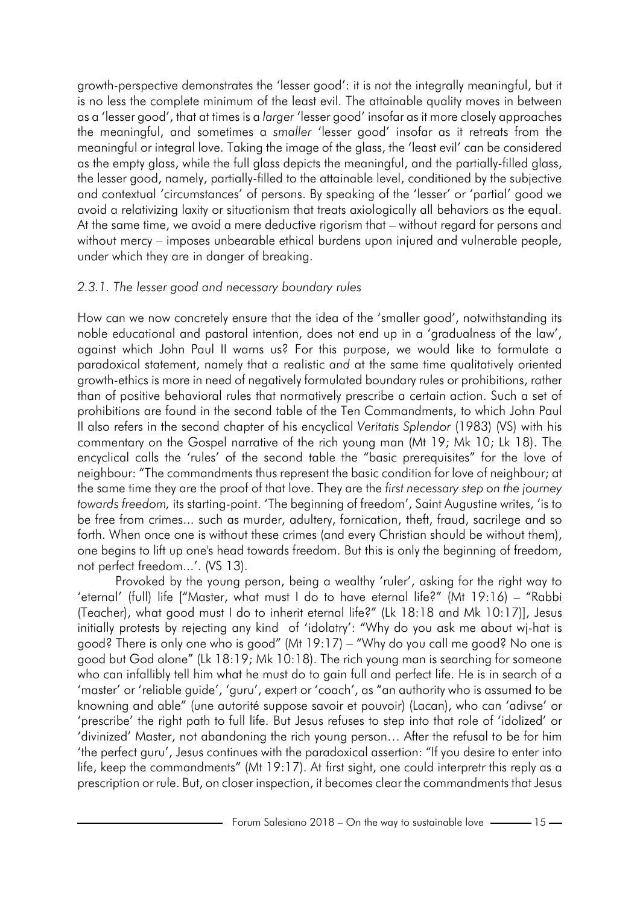growth-perspective demonstrates the 'lesser good': it is not the integrally meaningful, but it is no less the complete minimum of the least evil. The attainable quality moves in between as a 'lesser good', that at times is a *larger* 'lesser good' insofar as it more closely approaches the meaningful, and sometimes a *smaller* 'lesser good' insofar as it retreats from the meaningful or integral love. Taking the image of the glass, the 'least evil' can be considered as the empty glass, while the full glass depicts the meaningful, and the partially-filled glass, the lesser good, namely, partially-filled to the attainable level, conditioned by the subjective and contextual 'circumstances' of persons. By speaking of the 'lesser' or 'partial' good we avoid a relativizing laxity or situationism that treats axiologically all behaviors as the equal. At the same time, we avoid a mere deductive rigorism that – without regard for persons and without mercy – imposes unbearable ethical burdens upon injured and vulnerable people, under which they are in danger of breaking.

### *2.3.1. The lesser good and necessary boundary rules*

How can we now concretely ensure that the idea of the 'smaller good', notwithstanding its noble educational and pastoral intention, does not end up in a 'gradualness of the law', against which John Paul II warns us? For this purpose, we would like to formulate a paradoxical statement, namely that a realistic *and* at the same time qualitatively oriented growth-ethics is more in need of negatively formulated boundary rules or prohibitions, rather than of positive behavioral rules that normatively prescribe a certain action. Such a set of prohibitions are found in the second table of the Ten Commandments, to which John Paul II also refers in the second chapter of his encyclical *Veritatis Splendor* (1983) (VS) with his commentary on the Gospel narrative of the rich young man (Mt 19; Mk 10; Lk 18). The encyclical calls the 'rules' of the second table the "basic prerequisites" for the love of neighbour: "The commandments thus represent the basic condition for love of neighbour; at the same time they are the proof of that love. They are the *first necessary step on the journey towards freedom,* its starting-point. 'The beginning of freedom', Saint Augustine writes, 'is to be free from crimes... such as murder, adultery, fornication, theft, fraud, sacrilege and so forth. When once one is without these crimes (and every Christian should be without them), one begins to lift up one's head towards freedom. But this is only the beginning of freedom, not perfect freedom...'. (VS 13).

Provoked by the young person, being a wealthy 'ruler', asking for the right way to 'eternal' (full) life ["Master, what must I do to have eternal life?" (Mt 19:16) – "Rabbi (Teacher), what good must I do to inherit eternal life?" (Lk 18:18 and Mk 10:17)], Jesus initially protests by rejecting any kind of 'idolatry': "Why do you ask me about wj-hat is good? There is only one who is good" (Mt 19:17) – "Why do you call me good? No one is good but God alone" (Lk 18:19; Mk 10:18). The rich young man is searching for someone who can infallibly tell him what he must do to gain full and perfect life. He is in search of a 'master' or 'reliable guide', 'guru', expert or 'coach', as "an authority who is assumed to be knowning and able" (une autorité suppose savoir et pouvoir) (Lacan), who can 'adivse' or 'prescribe' the right path to full life. But Jesus refuses to step into that role of 'idolized' or 'divinized' Master, not abandoning the rich young person… After the refusal to be for him 'the perfect guru', Jesus continues with the paradoxical assertion: "If you desire to enter into life, keep the commandments" (Mt 19:17). At first sight, one could interpretr this reply as a prescription or rule. But, on closer inspection, it becomes clear the commandments that Jesus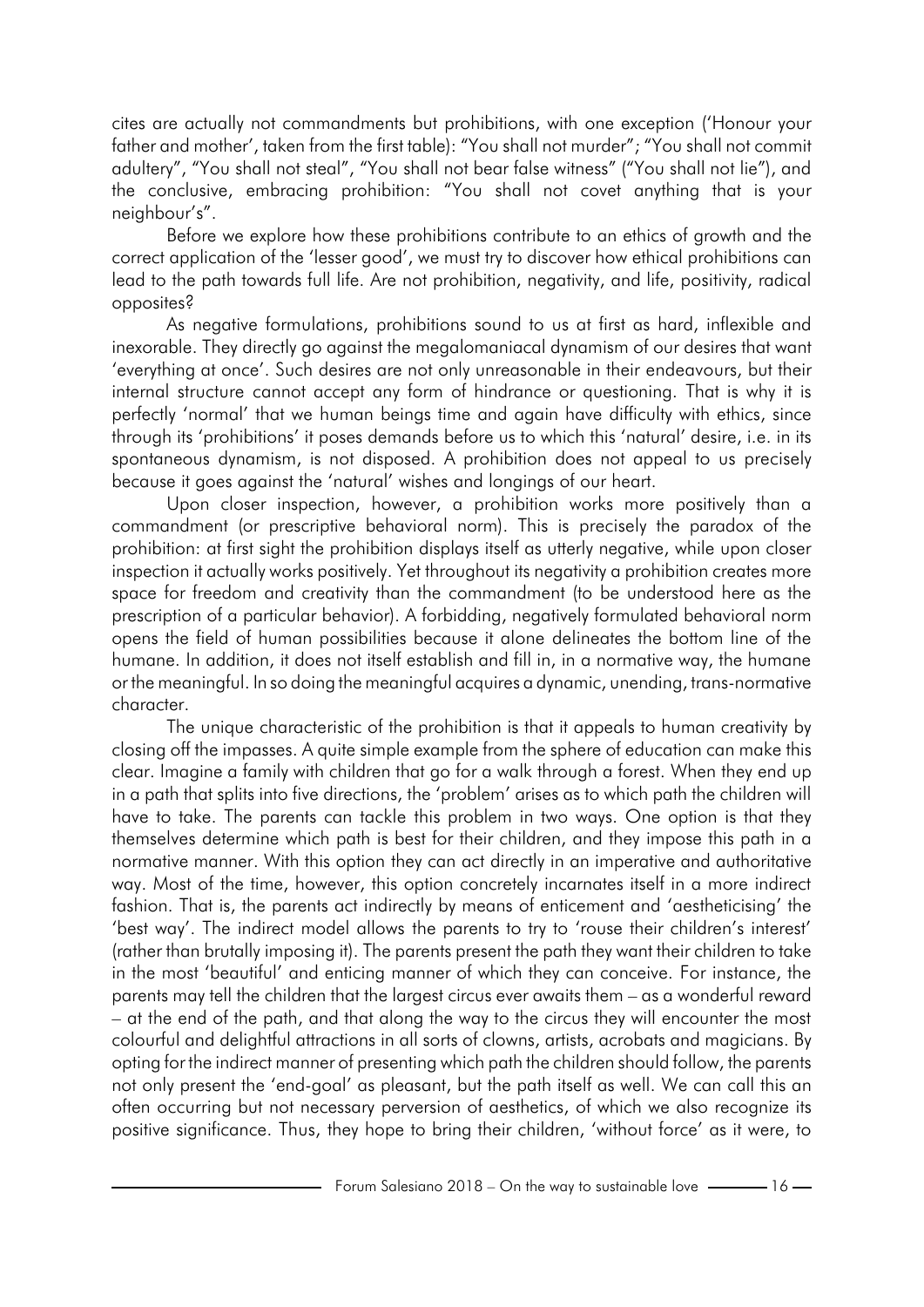cites are actually not commandments but prohibitions, with one exception ('Honour your father and mother', taken from the first table): "You shall not murder"; "You shall not commit adultery", "You shall not steal", "You shall not bear false witness" ("You shall not lie"), and the conclusive, embracing prohibition: "You shall not covet anything that is your neighbour's".

Before we explore how these prohibitions contribute to an ethics of growth and the correct application of the 'lesser good', we must try to discover how ethical prohibitions can lead to the path towards full life. Are not prohibition, negativity, and life, positivity, radical opposites?

As negative formulations, prohibitions sound to us at first as hard, inflexible and inexorable. They directly go against the megalomaniacal dynamism of our desires that want 'everything at once'. Such desires are not only unreasonable in their endeavours, but their internal structure cannot accept any form of hindrance or questioning. That is why it is perfectly 'normal' that we human beings time and again have difficulty with ethics, since through its 'prohibitions' it poses demands before us to which this 'natural' desire, i.e. in its spontaneous dynamism, is not disposed. A prohibition does not appeal to us precisely because it goes against the 'natural' wishes and longings of our heart.

Upon closer inspection, however, a prohibition works more positively than a commandment (or prescriptive behavioral norm). This is precisely the paradox of the prohibition: at first sight the prohibition displays itself as utterly negative, while upon closer inspection it actually works positively. Yet throughout its negativity a prohibition creates more space for freedom and creativity than the commandment (to be understood here as the prescription of a particular behavior). A forbidding, negatively formulated behavioral norm opens the field of human possibilities because it alone delineates the bottom line of the humane. In addition, it does not itself establish and fill in, in a normative way, the humane or the meaningful. In so doing the meaningful acquires a dynamic, unending, trans-normative character.

The unique characteristic of the prohibition is that it appeals to human creativity by closing off the impasses. A quite simple example from the sphere of education can make this clear. Imagine a family with children that go for a walk through a forest. When they end up in a path that splits into five directions, the 'problem' arises as to which path the children will have to take. The parents can tackle this problem in two ways. One option is that they themselves determine which path is best for their children, and they impose this path in a normative manner. With this option they can act directly in an imperative and authoritative way. Most of the time, however, this option concretely incarnates itself in a more indirect fashion. That is, the parents act indirectly by means of enticement and 'aestheticising' the 'best way'. The indirect model allows the parents to try to 'rouse their children's interest' (rather than brutally imposing it). The parents present the path they want their children to take in the most 'beautiful' and enticing manner of which they can conceive. For instance, the parents may tell the children that the largest circus ever awaits them – as a wonderful reward – at the end of the path, and that along the way to the circus they will encounter the most colourful and delightful attractions in all sorts of clowns, artists, acrobats and magicians. By opting for the indirect manner of presenting which path the children should follow, the parents not only present the 'end-goal' as pleasant, but the path itself as well. We can call this an often occurring but not necessary perversion of aesthetics, of which we also recognize its positive significance. Thus, they hope to bring their children, 'without force' as it were, to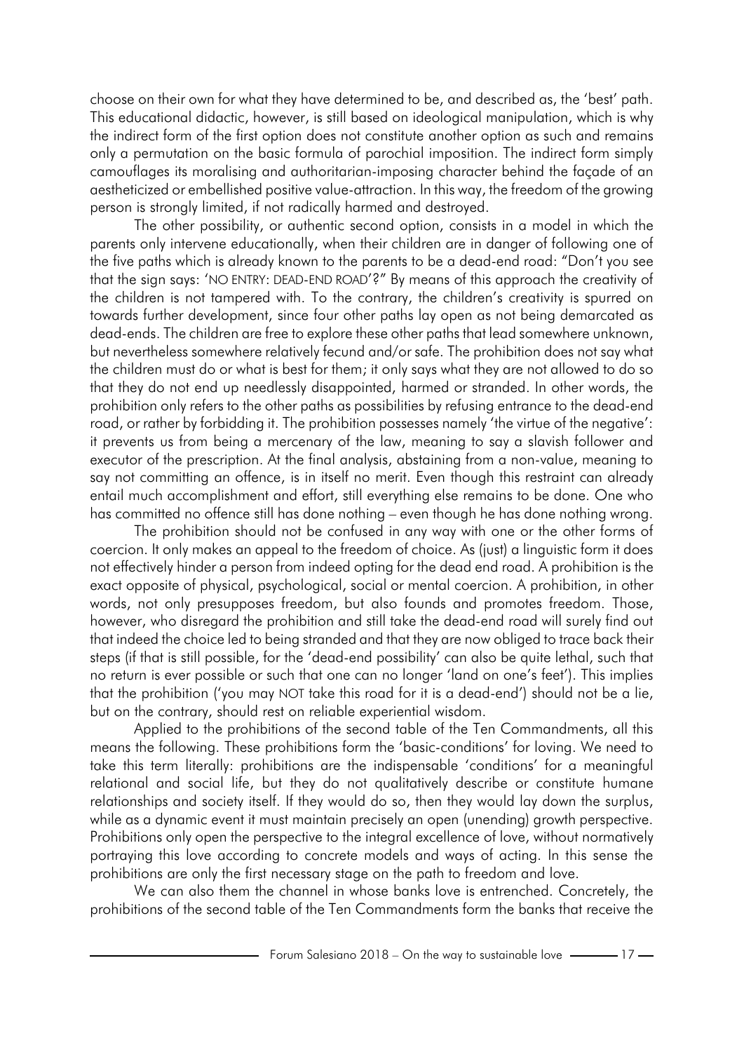choose on their own for what they have determined to be, and described as, the 'best' path. This educational didactic, however, is still based on ideological manipulation, which is why the indirect form of the first option does not constitute another option as such and remains only a permutation on the basic formula of parochial imposition. The indirect form simply camouflages its moralising and authoritarian-imposing character behind the façade of an aestheticized or embellished positive value-attraction. In this way, the freedom of the growing person is strongly limited, if not radically harmed and destroyed.

The other possibility, or authentic second option, consists in a model in which the parents only intervene educationally, when their children are in danger of following one of the five paths which is already known to the parents to be a dead-end road: "Don't you see that the sign says: 'NO ENTRY: DEAD-END ROAD'?" By means of this approach the creativity of the children is not tampered with. To the contrary, the children's creativity is spurred on towards further development, since four other paths lay open as not being demarcated as dead-ends. The children are free to explore these other paths that lead somewhere unknown, but nevertheless somewhere relatively fecund and/or safe. The prohibition does not say what the children must do or what is best for them; it only says what they are not allowed to do so that they do not end up needlessly disappointed, harmed or stranded. In other words, the prohibition only refers to the other paths as possibilities by refusing entrance to the dead-end road, or rather by forbidding it. The prohibition possesses namely 'the virtue of the negative': it prevents us from being a mercenary of the law, meaning to say a slavish follower and executor of the prescription. At the final analysis, abstaining from a non-value, meaning to say not committing an offence, is in itself no merit. Even though this restraint can already entail much accomplishment and effort, still everything else remains to be done. One who has committed no offence still has done nothing – even though he has done nothing wrong.

The prohibition should not be confused in any way with one or the other forms of coercion. It only makes an appeal to the freedom of choice. As (just) a linguistic form it does not effectively hinder a person from indeed opting for the dead end road. A prohibition is the exact opposite of physical, psychological, social or mental coercion. A prohibition, in other words, not only presupposes freedom, but also founds and promotes freedom. Those, however, who disregard the prohibition and still take the dead-end road will surely find out that indeed the choice led to being stranded and that they are now obliged to trace back their steps (if that is still possible, for the 'dead-end possibility' can also be quite lethal, such that no return is ever possible or such that one can no longer 'land on one's feet'). This implies that the prohibition ('you may NOT take this road for it is a dead-end') should not be a lie, but on the contrary, should rest on reliable experiential wisdom.

Applied to the prohibitions of the second table of the Ten Commandments, all this means the following. These prohibitions form the 'basic-conditions' for loving. We need to take this term literally: prohibitions are the indispensable 'conditions' for a meaningful relational and social life, but they do not qualitatively describe or constitute humane relationships and society itself. If they would do so, then they would lay down the surplus, while as a dynamic event it must maintain precisely an open (unending) growth perspective. Prohibitions only open the perspective to the integral excellence of love, without normatively portraying this love according to concrete models and ways of acting. In this sense the prohibitions are only the first necessary stage on the path to freedom and love.

We can also them the channel in whose banks love is entrenched. Concretely, the prohibitions of the second table of the Ten Commandments form the banks that receive the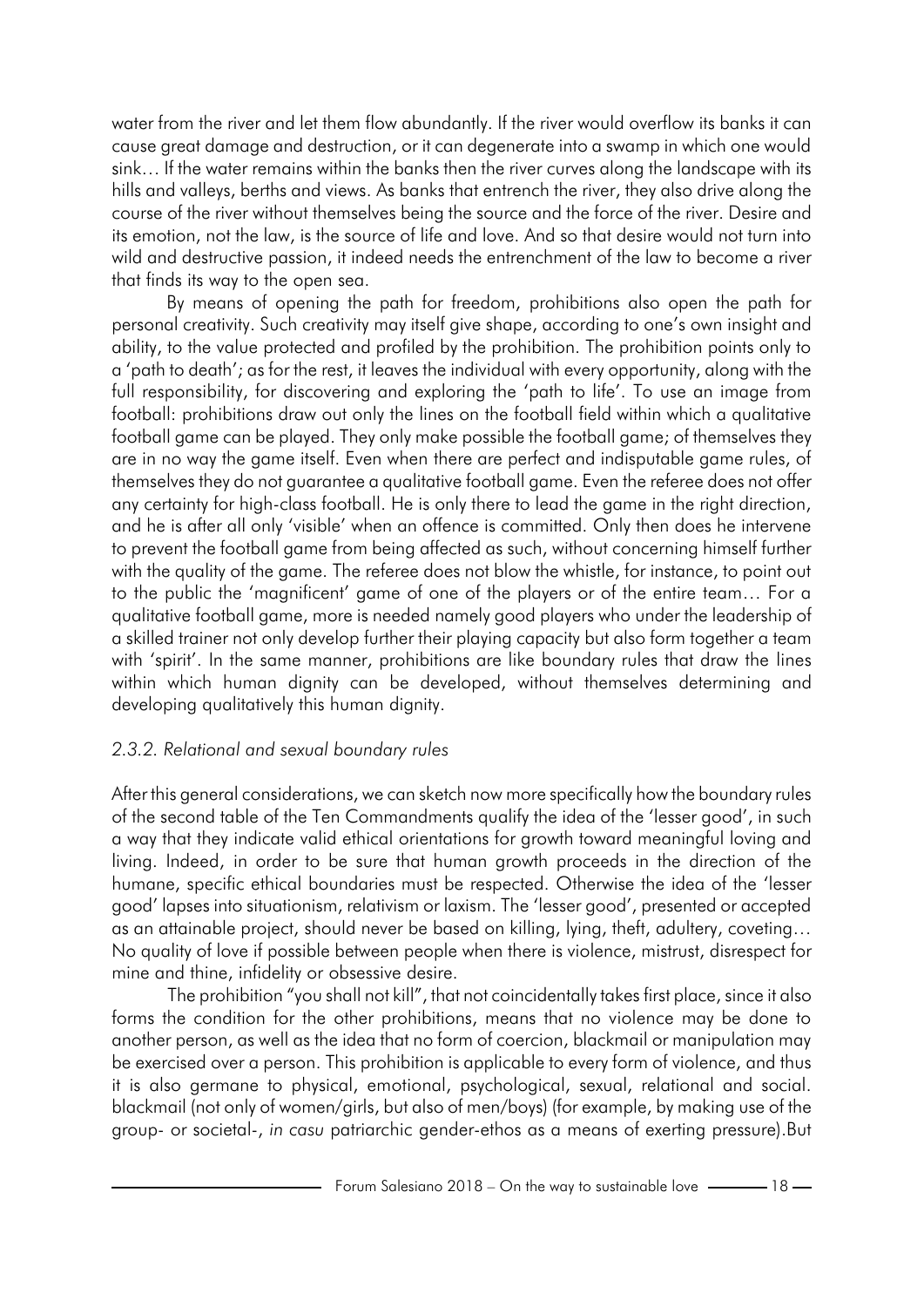water from the river and let them flow abundantly. If the river would overflow its banks it can cause great damage and destruction, or it can degenerate into a swamp in which one would sink… If the water remains within the banks then the river curves along the landscape with its hills and valleys, berths and views. As banks that entrench the river, they also drive along the course of the river without themselves being the source and the force of the river. Desire and its emotion, not the law, is the source of life and love. And so that desire would not turn into wild and destructive passion, it indeed needs the entrenchment of the law to become a river that finds its way to the open sea.

By means of opening the path for freedom, prohibitions also open the path for personal creativity. Such creativity may itself give shape, according to one's own insight and ability, to the value protected and profiled by the prohibition. The prohibition points only to a 'path to death'; as for the rest, it leaves the individual with every opportunity, along with the full responsibility, for discovering and exploring the 'path to life'. To use an image from football: prohibitions draw out only the lines on the football field within which a qualitative football game can be played. They only make possible the football game; of themselves they are in no way the game itself. Even when there are perfect and indisputable game rules, of themselves they do not guarantee a qualitative football game. Even the referee does not offer any certainty for high-class football. He is only there to lead the game in the right direction, and he is after all only 'visible' when an offence is committed. Only then does he intervene to prevent the football game from being affected as such, without concerning himself further with the quality of the game. The referee does not blow the whistle, for instance, to point out to the public the 'magnificent' game of one of the players or of the entire team… For a qualitative football game, more is needed namely good players who under the leadership of a skilled trainer not only develop further their playing capacity but also form together a team with 'spirit'. In the same manner, prohibitions are like boundary rules that draw the lines within which human dignity can be developed, without themselves determining and developing qualitatively this human dignity.

### *2.3.2. Relational and sexual boundary rules*

After this general considerations, we can sketch now more specifically how the boundary rules of the second table of the Ten Commandments qualify the idea of the 'lesser good', in such a way that they indicate valid ethical orientations for growth toward meaningful loving and living. Indeed, in order to be sure that human growth proceeds in the direction of the humane, specific ethical boundaries must be respected. Otherwise the idea of the 'lesser good' lapses into situationism, relativism or laxism. The 'lesser good', presented or accepted as an attainable project, should never be based on killing, lying, theft, adultery, coveting… No quality of love if possible between people when there is violence, mistrust, disrespect for mine and thine, infidelity or obsessive desire.

The prohibition "you shall not kill", that not coincidentally takes first place, since it also forms the condition for the other prohibitions, means that no violence may be done to another person, as well as the idea that no form of coercion, blackmail or manipulation may be exercised over a person. This prohibition is applicable to every form of violence, and thus it is also germane to physical, emotional, psychological, sexual, relational and social. blackmail (not only of women/girls, but also of men/boys) (for example, by making use of the group- or societal-, *in casu* patriarchic gender-ethos as a means of exerting pressure).But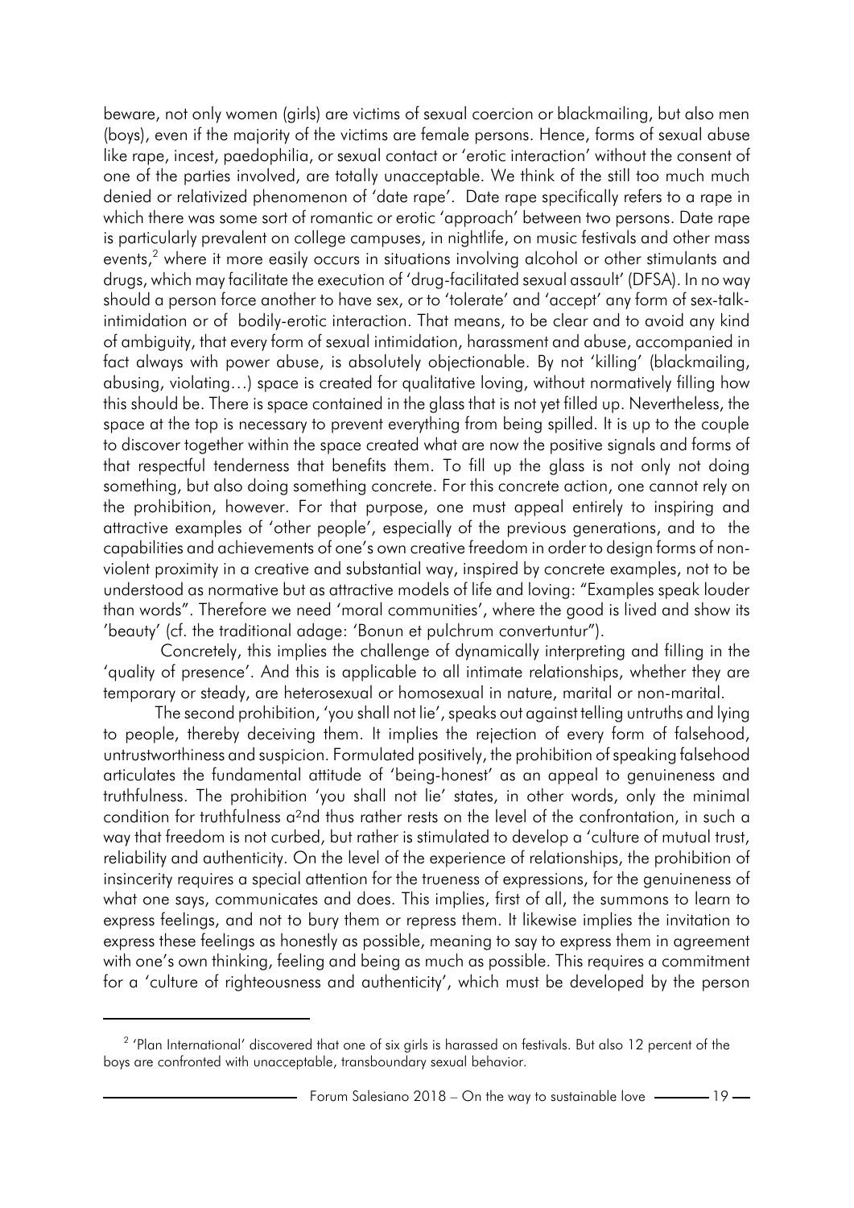beware, not only women (girls) are victims of sexual coercion or blackmailing, but also men (boys), even if the majority of the victims are female persons. Hence, forms of sexual abuse like rape, incest, paedophilia, or sexual contact or 'erotic interaction' without the consent of one of the parties involved, are totally unacceptable. We think of the still too much much denied or relativized phenomenon of 'date rape'. Date rape specifically refers to a rape in which there was some sort of romantic or erotic 'approach' between two persons. Date rape is particularly prevalent on college campuses, in nightlife, on music festivals and other mass events,[2] where it more easily occurs in situations involving alcohol or other stimulants and drugs, which may facilitate the execution of 'drug-facilitated sexual assault' (DFSA). In no way should a person force another to have sex, or to 'tolerate' and 'accept' any form of sex-talk-intimidation or of bodily-erotic interaction. That means, to be clear and to avoid any kind of ambiguity, that every form of sexual intimidation, harassment and abuse, accompanied in fact always with power abuse, is absolutely objectionable. By not 'killing' (blackmailing, abusing, violating…) space is created for qualitative loving, without normatively filling how this should be. There is space contained in the glass that is not yet filled up. Nevertheless, the space at the top is necessary to prevent everything from being spilled. It is up to the couple to discover together within the space created what are now the positive signals and forms of that respectful tenderness that benefits them. To fill up the glass is not only not doing something, but also doing something concrete. For this concrete action, one cannot rely on the prohibition, however. For that purpose, one must appeal entirely to inspiring and attractive examples of 'other people', especially of the previous generations, and to the capabilities and achievements of one's own creative freedom in order to design forms of non-violent proximity in a creative and substantial way, inspired by concrete examples, not to be understood as normative but as attractive models of life and loving: "Examples speak louder than words". Therefore we need 'moral communities', where the good is lived and show its 'beauty' (cf. the traditional adage: 'Bonun et pulchrum convertuntur").

Concretely, this implies the challenge of dynamically interpreting and filling in the 'quality of presence'. And this is applicable to all intimate relationships, whether they are temporary or steady, are heterosexual or homosexual in nature, marital or non-marital.

The second prohibition, 'you shall not lie', speaks out against telling untruths and lying to people, thereby deceiving them. It implies the rejection of every form of falsehood, untrustworthiness and suspicion. Formulated positively, the prohibition of speaking falsehood articulates the fundamental attitude of 'being-honest' as an appeal to genuineness and truthfulness. The prohibition 'you shall not lie' states, in other words, only the minimal condition for truthfulness a[2]nd thus rather rests on the level of the confrontation, in such a way that freedom is not curbed, but rather is stimulated to develop a 'culture of mutual trust, reliability and authenticity. On the level of the experience of relationships, the prohibition of insincerity requires a special attention for the trueness of expressions, for the genuineness of what one says, communicates and does. This implies, first of all, the summons to learn to express feelings, and not to bury them or repress them. It likewise implies the invitation to express these feelings as honestly as possible, meaning to say to express them in agreement with one's own thinking, feeling and being as much as possible. This requires a commitment for a 'culture of righteousness and authenticity', which must be developed by the person

---

[2] 'Plan International' discovered that one of six girls is harassed on festivals. But also 12 percent of the boys are confronted with unacceptable, transboundary sexual behavior.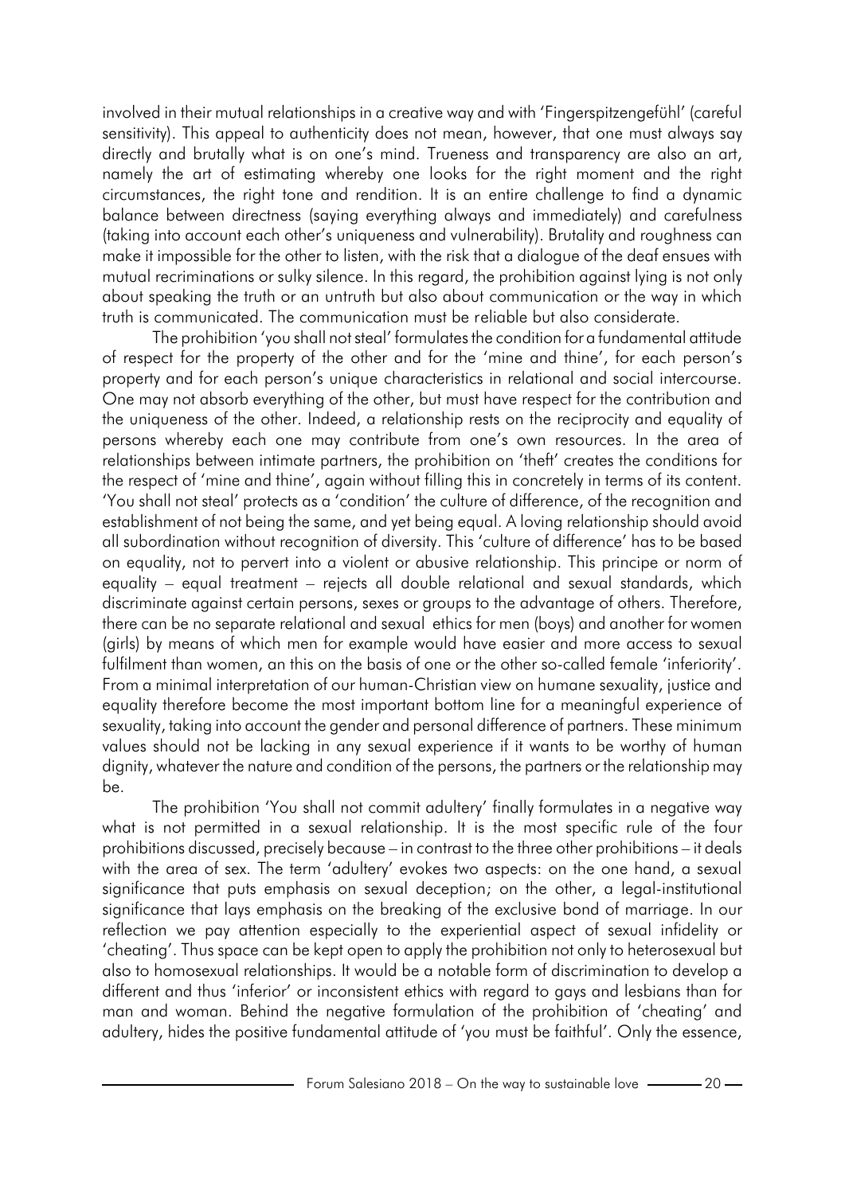involved in their mutual relationships in a creative way and with 'Fingerspitzengefühl' (careful sensitivity). This appeal to authenticity does not mean, however, that one must always say directly and brutally what is on one's mind. Trueness and transparency are also an art, namely the art of estimating whereby one looks for the right moment and the right circumstances, the right tone and rendition. It is an entire challenge to find a dynamic balance between directness (saying everything always and immediately) and carefulness (taking into account each other's uniqueness and vulnerability). Brutality and roughness can make it impossible for the other to listen, with the risk that a dialogue of the deaf ensues with mutual recriminations or sulky silence. In this regard, the prohibition against lying is not only about speaking the truth or an untruth but also about communication or the way in which truth is communicated. The communication must be reliable but also considerate.

The prohibition 'you shall not steal' formulates the condition for a fundamental attitude of respect for the property of the other and for the 'mine and thine', for each person's property and for each person's unique characteristics in relational and social intercourse. One may not absorb everything of the other, but must have respect for the contribution and the uniqueness of the other. Indeed, a relationship rests on the reciprocity and equality of persons whereby each one may contribute from one's own resources. In the area of relationships between intimate partners, the prohibition on 'theft' creates the conditions for the respect of 'mine and thine', again without filling this in concretely in terms of its content. 'You shall not steal' protects as a 'condition' the culture of difference, of the recognition and establishment of not being the same, and yet being equal. A loving relationship should avoid all subordination without recognition of diversity. This 'culture of difference' has to be based on equality, not to pervert into a violent or abusive relationship. This principe or norm of equality – equal treatment – rejects all double relational and sexual standards, which discriminate against certain persons, sexes or groups to the advantage of others. Therefore, there can be no separate relational and sexual ethics for men (boys) and another for women (girls) by means of which men for example would have easier and more access to sexual fulfilment than women, an this on the basis of one or the other so-called female 'inferiority'. From a minimal interpretation of our human-Christian view on humane sexuality, justice and equality therefore become the most important bottom line for a meaningful experience of sexuality, taking into account the gender and personal difference of partners. These minimum values should not be lacking in any sexual experience if it wants to be worthy of human dignity, whatever the nature and condition of the persons, the partners or the relationship may be.

The prohibition 'You shall not commit adultery' finally formulates in a negative way what is not permitted in a sexual relationship. It is the most specific rule of the four prohibitions discussed, precisely because – in contrast to the three other prohibitions – it deals with the area of sex. The term 'adultery' evokes two aspects: on the one hand, a sexual significance that puts emphasis on sexual deception; on the other, a legal-institutional significance that lays emphasis on the breaking of the exclusive bond of marriage. In our reflection we pay attention especially to the experiential aspect of sexual infidelity or 'cheating'. Thus space can be kept open to apply the prohibition not only to heterosexual but also to homosexual relationships. It would be a notable form of discrimination to develop a different and thus 'inferior' or inconsistent ethics with regard to gays and lesbians than for man and woman. Behind the negative formulation of the prohibition of 'cheating' and adultery, hides the positive fundamental attitude of 'you must be faithful'. Only the essence,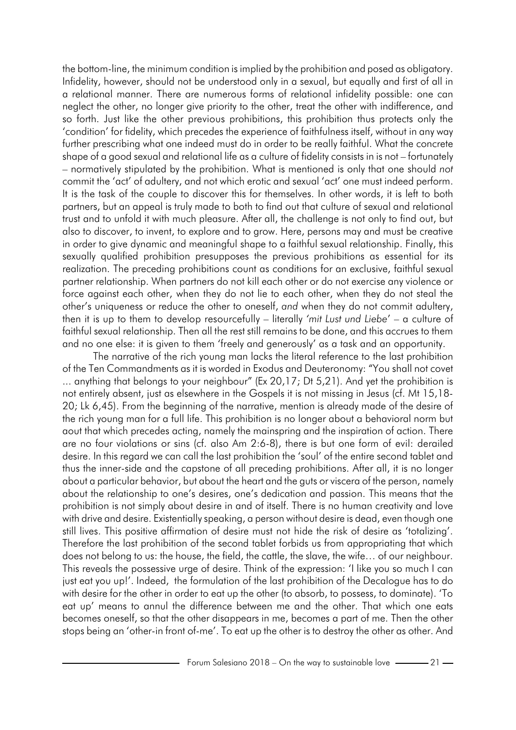the bottom-line, the minimum condition is implied by the prohibition and posed as obligatory. Infidelity, however, should not be understood only in a sexual, but equally and first of all in a relational manner. There are numerous forms of relational infidelity possible: one can neglect the other, no longer give priority to the other, treat the other with indifference, and so forth. Just like the other previous prohibitions, this prohibition thus protects only the 'condition' for fidelity, which precedes the experience of faithfulness itself, without in any way further prescribing what one indeed must do in order to be really faithful. What the concrete shape of a good sexual and relational life as a culture of fidelity consists in is not – fortunately – normatively stipulated by the prohibition. What is mentioned is only that one should *not* commit the 'act' of adultery, and not which erotic and sexual 'act' one must indeed perform. It is the task of the couple to discover this for themselves. In other words, it is left to both partners, but an appeal is truly made to both to find out that culture of sexual and relational trust and to unfold it with much pleasure. After all, the challenge is not only to find out, but also to discover, to invent, to explore and to grow. Here, persons may and must be creative in order to give dynamic and meaningful shape to a faithful sexual relationship. Finally, this sexually qualified prohibition presupposes the previous prohibitions as essential for its realization. The preceding prohibitions count as conditions for an exclusive, faithful sexual partner relationship. When partners do not kill each other or do not exercise any violence or force against each other, when they do not lie to each other, when they do not steal the other's uniqueness or reduce the other to oneself, *and* when they do not commit adultery, then it is up to them to develop resourcefully – literally *'mit Lust und Liebe'* – a culture of faithful sexual relationship. Then all the rest still remains to be done, and this accrues to them and no one else: it is given to them 'freely and generously' as a task and an opportunity.

The narrative of the rich young man lacks the literal reference to the last prohibition of the Ten Commandments as it is worded in Exodus and Deuteronomy: "You shall not covet ... anything that belongs to your neighbour" (Ex 20,17; Dt 5,21). And yet the prohibition is not entirely absent, just as elsewhere in the Gospels it is not missing in Jesus (cf. Mt 15,18-20; Lk 6,45). From the beginning of the narrative, mention is already made of the desire of the rich young man for a full life. This prohibition is no longer about a behavioral norm but aout that which precedes acting, namely the mainspring and the inspiration of action. There are no four violations or sins (cf. also Am 2:6-8), there is but one form of evil: derailed desire. In this regard we can call the last prohibition the 'soul' of the entire second tablet and thus the inner-side and the capstone of all preceding prohibitions. After all, it is no longer about a particular behavior, but about the heart and the guts or viscera of the person, namely about the relationship to one's desires, one's dedication and passion. This means that the prohibition is not simply about desire in and of itself. There is no human creativity and love with drive and desire. Existentially speaking, a person without desire is dead, even though one still lives. This positive affirmation of desire must not hide the risk of desire as 'totalizing'. Therefore the last prohibition of the second tablet forbids us from appropriating that which does not belong to us: the house, the field, the cattle, the slave, the wife… of our neighbour. This reveals the possessive urge of desire. Think of the expression: 'I like you so much I can just eat you up!'. Indeed, the formulation of the last prohibition of the Decalogue has to do with desire for the other in order to eat up the other (to absorb, to possess, to dominate). 'To eat up' means to annul the difference between me and the other. That which one eats becomes oneself, so that the other disappears in me, becomes a part of me. Then the other stops being an 'other-in front of-me'. To eat up the other is to destroy the other as other. And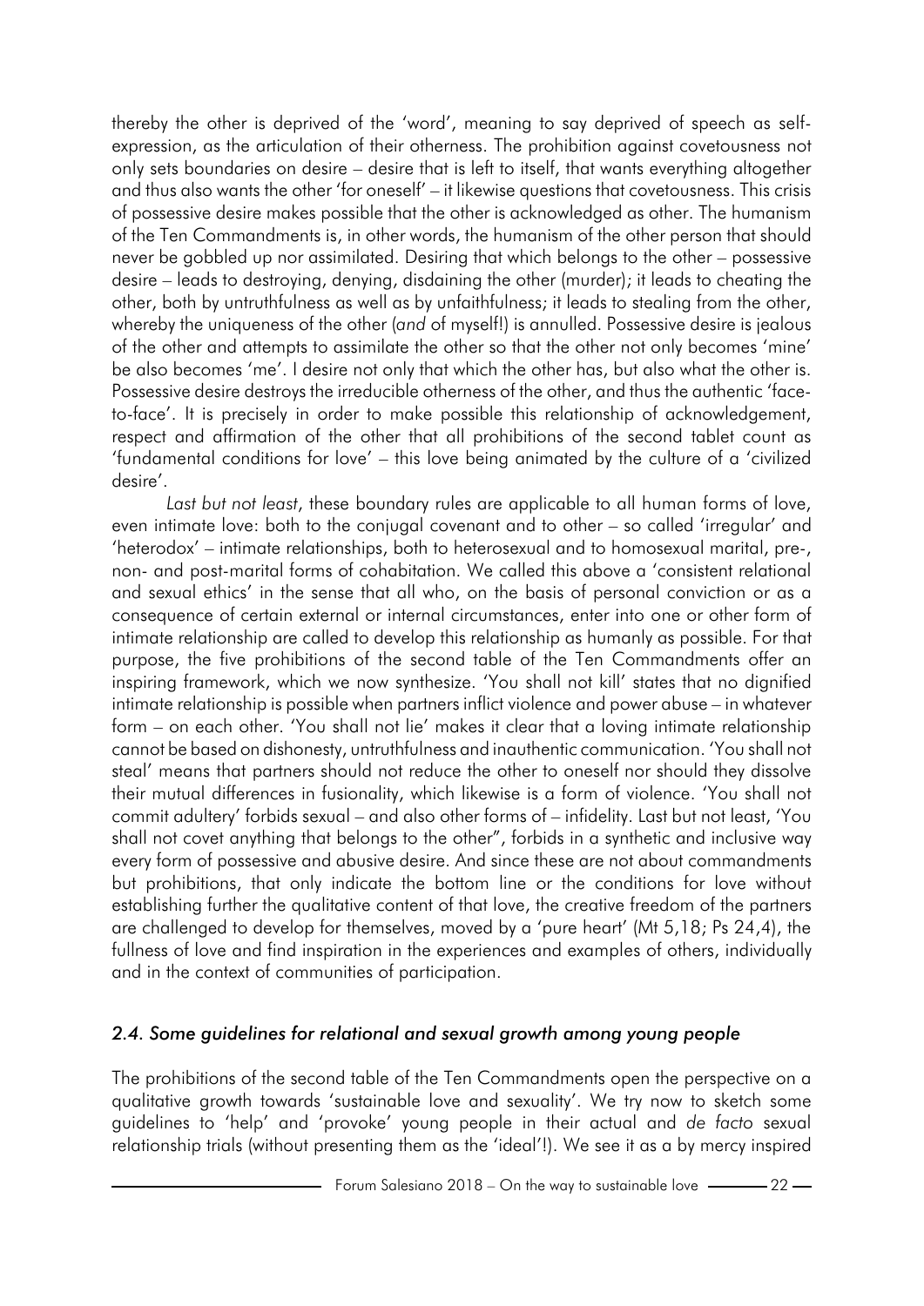thereby the other is deprived of the 'word', meaning to say deprived of speech as self-expression, as the articulation of their otherness. The prohibition against covetousness not only sets boundaries on desire – desire that is left to itself, that wants everything altogether and thus also wants the other 'for oneself' – it likewise questions that covetousness. This crisis of possessive desire makes possible that the other is acknowledged as other. The humanism of the Ten Commandments is, in other words, the humanism of the other person that should never be gobbled up nor assimilated. Desiring that which belongs to the other – possessive desire – leads to destroying, denying, disdaining the other (murder); it leads to cheating the other, both by untruthfulness as well as by unfaithfulness; it leads to stealing from the other, whereby the uniqueness of the other (*and* of myself!) is annulled. Possessive desire is jealous of the other and attempts to assimilate the other so that the other not only becomes 'mine' be also becomes 'me'. I desire not only that which the other has, but also what the other is. Possessive desire destroys the irreducible otherness of the other, and thus the authentic 'face-to-face'. It is precisely in order to make possible this relationship of acknowledgement, respect and affirmation of the other that all prohibitions of the second tablet count as 'fundamental conditions for love' – this love being animated by the culture of a 'civilized desire'.

*Last but not least*, these boundary rules are applicable to all human forms of love, even intimate love: both to the conjugal covenant and to other – so called 'irregular' and 'heterodox' – intimate relationships, both to heterosexual and to homosexual marital, pre-, non- and post-marital forms of cohabitation. We called this above a 'consistent relational and sexual ethics' in the sense that all who, on the basis of personal conviction or as a consequence of certain external or internal circumstances, enter into one or other form of intimate relationship are called to develop this relationship as humanly as possible. For that purpose, the five prohibitions of the second table of the Ten Commandments offer an inspiring framework, which we now synthesize. 'You shall not kill' states that no dignified intimate relationship is possible when partners inflict violence and power abuse – in whatever form – on each other. 'You shall not lie' makes it clear that a loving intimate relationship cannot be based on dishonesty, untruthfulness and inauthentic communication. 'You shall not steal' means that partners should not reduce the other to oneself nor should they dissolve their mutual differences in fusionality, which likewise is a form of violence. 'You shall not commit adultery' forbids sexual – and also other forms of – infidelity. Last but not least, 'You shall not covet anything that belongs to the other", forbids in a synthetic and inclusive way every form of possessive and abusive desire. And since these are not about commandments but prohibitions, that only indicate the bottom line or the conditions for love without establishing further the qualitative content of that love, the creative freedom of the partners are challenged to develop for themselves, moved by a 'pure heart' (Mt 5,18; Ps 24,4), the fullness of love and find inspiration in the experiences and examples of others, individually and in the context of communities of participation.

### *2.4. Some guidelines for relational and sexual growth among young people*

The prohibitions of the second table of the Ten Commandments open the perspective on a qualitative growth towards 'sustainable love and sexuality'. We try now to sketch some guidelines to 'help' and 'provoke' young people in their actual and *de facto* sexual relationship trials (without presenting them as the 'ideal'!). We see it as a by mercy inspired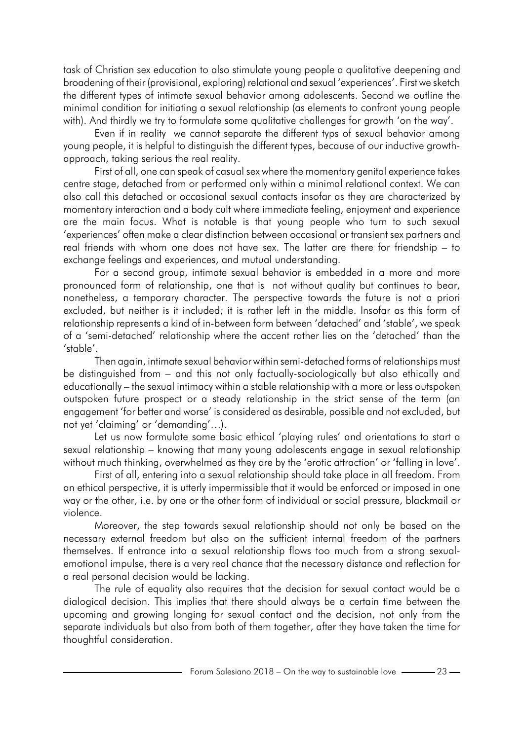task of Christian sex education to also stimulate young people a qualitative deepening and broadening of their (provisional, exploring) relational and sexual 'experiences'. First we sketch the different types of intimate sexual behavior among adolescents. Second we outline the minimal condition for initiating a sexual relationship (as elements to confront young people with). And thirdly we try to formulate some qualitative challenges for growth 'on the way'.

Even if in reality we cannot separate the different typs of sexual behavior among young people, it is helpful to distinguish the different types, because of our inductive growth-approach, taking serious the real reality.

First of all, one can speak of casual sex where the momentary genital experience takes centre stage, detached from or performed only within a minimal relational context. We can also call this detached or occasional sexual contacts insofar as they are characterized by momentary interaction and a body cult where immediate feeling, enjoyment and experience are the main focus. What is notable is that young people who turn to such sexual 'experiences' often make a clear distinction between occasional or transient sex partners and real friends with whom one does not have sex. The latter are there for friendship – to exchange feelings and experiences, and mutual understanding.

For a second group, intimate sexual behavior is embedded in a more and more pronounced form of relationship, one that is not without quality but continues to bear, nonetheless, a temporary character. The perspective towards the future is not a priori excluded, but neither is it included; it is rather left in the middle. Insofar as this form of relationship represents a kind of in-between form between 'detached' and 'stable', we speak of a 'semi-detached' relationship where the accent rather lies on the 'detached' than the 'stable'.

Then again, intimate sexual behavior within semi-detached forms of relationships must be distinguished from – and this not only factually-sociologically but also ethically and educationally – the sexual intimacy within a stable relationship with a more or less outspoken outspoken future prospect or a steady relationship in the strict sense of the term (an engagement 'for better and worse' is considered as desirable, possible and not excluded, but not yet 'claiming' or 'demanding'…).

Let us now formulate some basic ethical 'playing rules' and orientations to start a sexual relationship – knowing that many young adolescents engage in sexual relationship without much thinking, overwhelmed as they are by the 'erotic attraction' or 'falling in love'.

First of all, entering into a sexual relationship should take place in all freedom. From an ethical perspective, it is utterly impermissible that it would be enforced or imposed in one way or the other, i.e. by one or the other form of individual or social pressure, blackmail or violence.

Moreover, the step towards sexual relationship should not only be based on the necessary external freedom but also on the sufficient internal freedom of the partners themselves. If entrance into a sexual relationship flows too much from a strong sexual-emotional impulse, there is a very real chance that the necessary distance and reflection for a real personal decision would be lacking.

The rule of equality also requires that the decision for sexual contact would be a dialogical decision. This implies that there should always be a certain time between the upcoming and growing longing for sexual contact and the decision, not only from the separate individuals but also from both of them together, after they have taken the time for thoughtful consideration.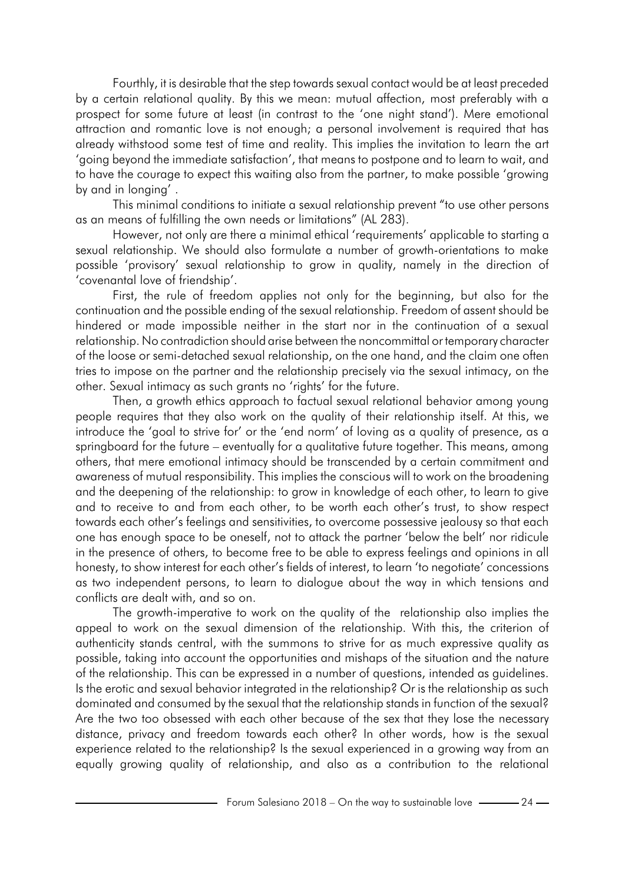Fourthly, it is desirable that the step towards sexual contact would be at least preceded by a certain relational quality. By this we mean: mutual affection, most preferably with a prospect for some future at least (in contrast to the 'one night stand'). Mere emotional attraction and romantic love is not enough; a personal involvement is required that has already withstood some test of time and reality. This implies the invitation to learn the art 'going beyond the immediate satisfaction', that means to postpone and to learn to wait, and to have the courage to expect this waiting also from the partner, to make possible 'growing by and in longing' .

This minimal conditions to initiate a sexual relationship prevent "to use other persons as an means of fulfilling the own needs or limitations" (AL 283).

However, not only are there a minimal ethical 'requirements' applicable to starting a sexual relationship. We should also formulate a number of growth-orientations to make possible 'provisory' sexual relationship to grow in quality, namely in the direction of 'covenantal love of friendship'.

First, the rule of freedom applies not only for the beginning, but also for the continuation and the possible ending of the sexual relationship. Freedom of assent should be hindered or made impossible neither in the start nor in the continuation of a sexual relationship. No contradiction should arise between the noncommittal or temporary character of the loose or semi-detached sexual relationship, on the one hand, and the claim one often tries to impose on the partner and the relationship precisely via the sexual intimacy, on the other. Sexual intimacy as such grants no 'rights' for the future.

Then, a growth ethics approach to factual sexual relational behavior among young people requires that they also work on the quality of their relationship itself. At this, we introduce the 'goal to strive for' or the 'end norm' of loving as a quality of presence, as a springboard for the future – eventually for a qualitative future together. This means, among others, that mere emotional intimacy should be transcended by a certain commitment and awareness of mutual responsibility. This implies the conscious will to work on the broadening and the deepening of the relationship: to grow in knowledge of each other, to learn to give and to receive to and from each other, to be worth each other's trust, to show respect towards each other's feelings and sensitivities, to overcome possessive jealousy so that each one has enough space to be oneself, not to attack the partner 'below the belt' nor ridicule in the presence of others, to become free to be able to express feelings and opinions in all honesty, to show interest for each other's fields of interest, to learn 'to negotiate' concessions as two independent persons, to learn to dialogue about the way in which tensions and conflicts are dealt with, and so on.

The growth-imperative to work on the quality of the relationship also implies the appeal to work on the sexual dimension of the relationship. With this, the criterion of authenticity stands central, with the summons to strive for as much expressive quality as possible, taking into account the opportunities and mishaps of the situation and the nature of the relationship. This can be expressed in a number of questions, intended as guidelines. Is the erotic and sexual behavior integrated in the relationship? Or is the relationship as such dominated and consumed by the sexual that the relationship stands in function of the sexual? Are the two too obsessed with each other because of the sex that they lose the necessary distance, privacy and freedom towards each other? In other words, how is the sexual experience related to the relationship? Is the sexual experienced in a growing way from an equally growing quality of relationship, and also as a contribution to the relational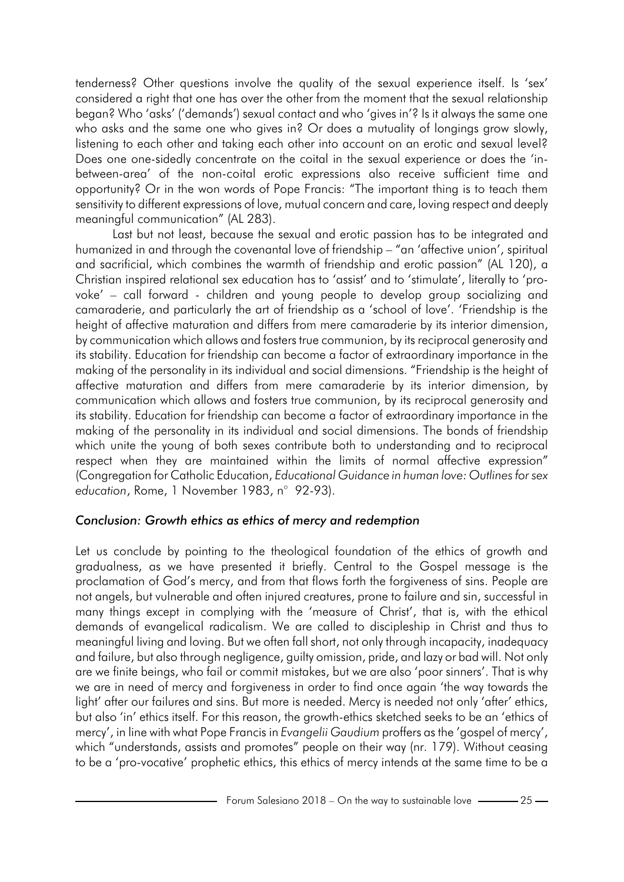tenderness? Other questions involve the quality of the sexual experience itself. Is 'sex' considered a right that one has over the other from the moment that the sexual relationship began? Who 'asks' ('demands') sexual contact and who 'gives in'? Is it always the same one who asks and the same one who gives in? Or does a mutuality of longings grow slowly, listening to each other and taking each other into account on an erotic and sexual level? Does one one-sidedly concentrate on the coital in the sexual experience or does the 'in-between-area' of the non-coital erotic expressions also receive sufficient time and opportunity? Or in the won words of Pope Francis: "The important thing is to teach them sensitivity to different expressions of love, mutual concern and care, loving respect and deeply meaningful communication" (AL 283).

Last but not least, because the sexual and erotic passion has to be integrated and humanized in and through the covenantal love of friendship – "an 'affective union', spiritual and sacrificial, which combines the warmth of friendship and erotic passion" (AL 120), a Christian inspired relational sex education has to 'assist' and to 'stimulate', literally to 'pro-voke' – call forward - children and young people to develop group socializing and camaraderie, and particularly the art of friendship as a 'school of love'. 'Friendship is the height of affective maturation and differs from mere camaraderie by its interior dimension, by communication which allows and fosters true communion, by its reciprocal generosity and its stability. Education for friendship can become a factor of extraordinary importance in the making of the personality in its individual and social dimensions. "Friendship is the height of affective maturation and differs from mere camaraderie by its interior dimension, by communication which allows and fosters true communion, by its reciprocal generosity and its stability. Education for friendship can become a factor of extraordinary importance in the making of the personality in its individual and social dimensions. The bonds of friendship which unite the young of both sexes contribute both to understanding and to reciprocal respect when they are maintained within the limits of normal affective expression" (Congregation for Catholic Education, *Educational Guidance in human love: Outlines for sex education*, Rome, 1 November 1983, n° 92-93).

## *Conclusion: Growth ethics as ethics of mercy and redemption*

Let us conclude by pointing to the theological foundation of the ethics of growth and gradualness, as we have presented it briefly. Central to the Gospel message is the proclamation of God's mercy, and from that flows forth the forgiveness of sins. People are not angels, but vulnerable and often injured creatures, prone to failure and sin, successful in many things except in complying with the 'measure of Christ', that is, with the ethical demands of evangelical radicalism. We are called to discipleship in Christ and thus to meaningful living and loving. But we often fall short, not only through incapacity, inadequacy and failure, but also through negligence, guilty omission, pride, and lazy or bad will. Not only are we finite beings, who fail or commit mistakes, but we are also 'poor sinners'. That is why we are in need of mercy and forgiveness in order to find once again 'the way towards the light' after our failures and sins. But more is needed. Mercy is needed not only 'after' ethics, but also 'in' ethics itself. For this reason, the growth-ethics sketched seeks to be an 'ethics of mercy', in line with what Pope Francis in *Evangelii Gaudium* proffers as the 'gospel of mercy', which "understands, assists and promotes" people on their way (nr. 179). Without ceasing to be a 'pro-vocative' prophetic ethics, this ethics of mercy intends at the same time to be a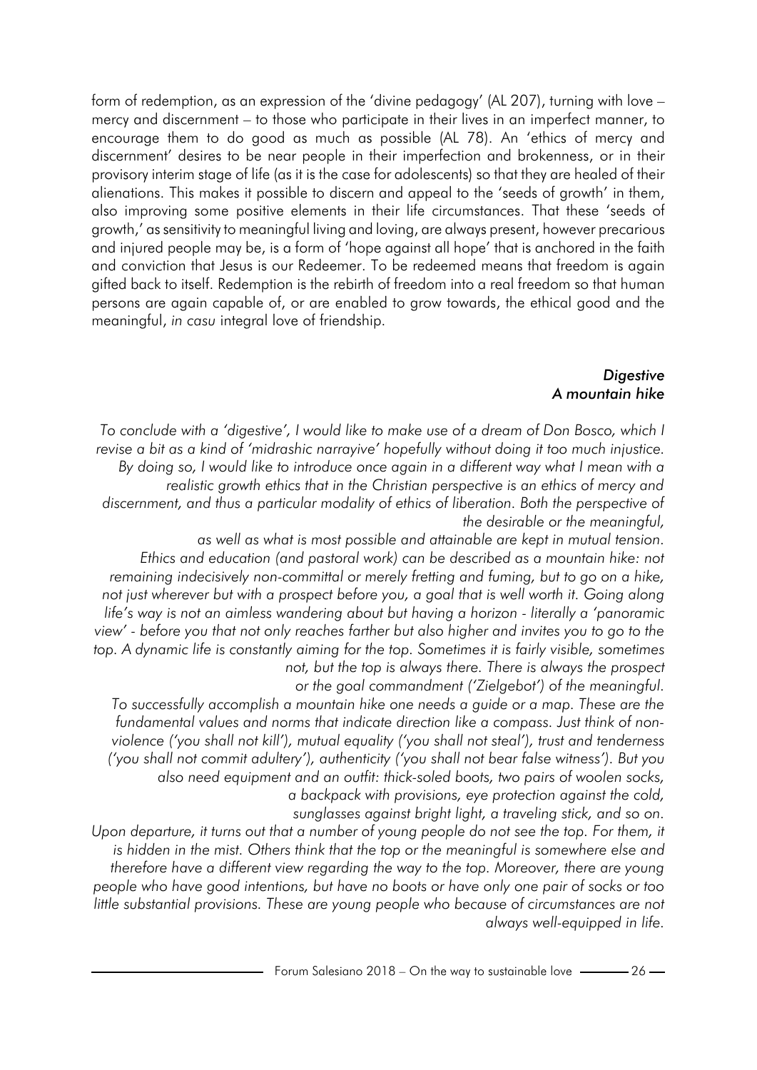form of redemption, as an expression of the 'divine pedagogy' (AL 207), turning with love – mercy and discernment – to those who participate in their lives in an imperfect manner, to encourage them to do good as much as possible (AL 78). An 'ethics of mercy and discernment' desires to be near people in their imperfection and brokenness, or in their provisory interim stage of life (as it is the case for adolescents) so that they are healed of their alienations. This makes it possible to discern and appeal to the 'seeds of growth' in them, also improving some positive elements in their life circumstances. That these 'seeds of growth,' as sensitivity to meaningful living and loving, are always present, however precarious and injured people may be, is a form of 'hope against all hope' that is anchored in the faith and conviction that Jesus is our Redeemer. To be redeemed means that freedom is again gifted back to itself. Redemption is the rebirth of freedom into a real freedom so that human persons are again capable of, or are enabled to grow towards, the ethical good and the meaningful, *in casu* integral love of friendship.

### *Digestive*
### *A mountain hike*

*To conclude with a 'digestive', I would like to make use of a dream of Don Bosco, which I revise a bit as a kind of 'midrashic narrayive' hopefully without doing it too much injustice. By doing so, I would like to introduce once again in a different way what I mean with a realistic growth ethics that in the Christian perspective is an ethics of mercy and discernment, and thus a particular modality of ethics of liberation. Both the perspective of the desirable or the meaningful, as well as what is most possible and attainable are kept in mutual tension.*

*Ethics and education (and pastoral work) can be described as a mountain hike: not remaining indecisively non-committal or merely fretting and fuming, but to go on a hike, not just wherever but with a prospect before you, a goal that is well worth it. Going along life's way is not an aimless wandering about but having a horizon - literally a 'panoramic view' - before you that not only reaches farther but also higher and invites you to go to the top. A dynamic life is constantly aiming for the top. Sometimes it is fairly visible, sometimes not, but the top is always there. There is always the prospect or the goal commandment ('Zielgebot') of the meaningful.*

*To successfully accomplish a mountain hike one needs a guide or a map. These are the fundamental values and norms that indicate direction like a compass. Just think of non-violence ('you shall not kill'), mutual equality ('you shall not steal'), trust and tenderness ('you shall not commit adultery'), authenticity ('you shall not bear false witness'). But you also need equipment and an outfit: thick-soled boots, two pairs of woolen socks, a backpack with provisions, eye protection against the cold, sunglasses against bright light, a traveling stick, and so on.*

*Upon departure, it turns out that a number of young people do not see the top. For them, it is hidden in the mist. Others think that the top or the meaningful is somewhere else and therefore have a different view regarding the way to the top. Moreover, there are young people who have good intentions, but have no boots or have only one pair of socks or too little substantial provisions. These are young people who because of circumstances are not always well-equipped in life.*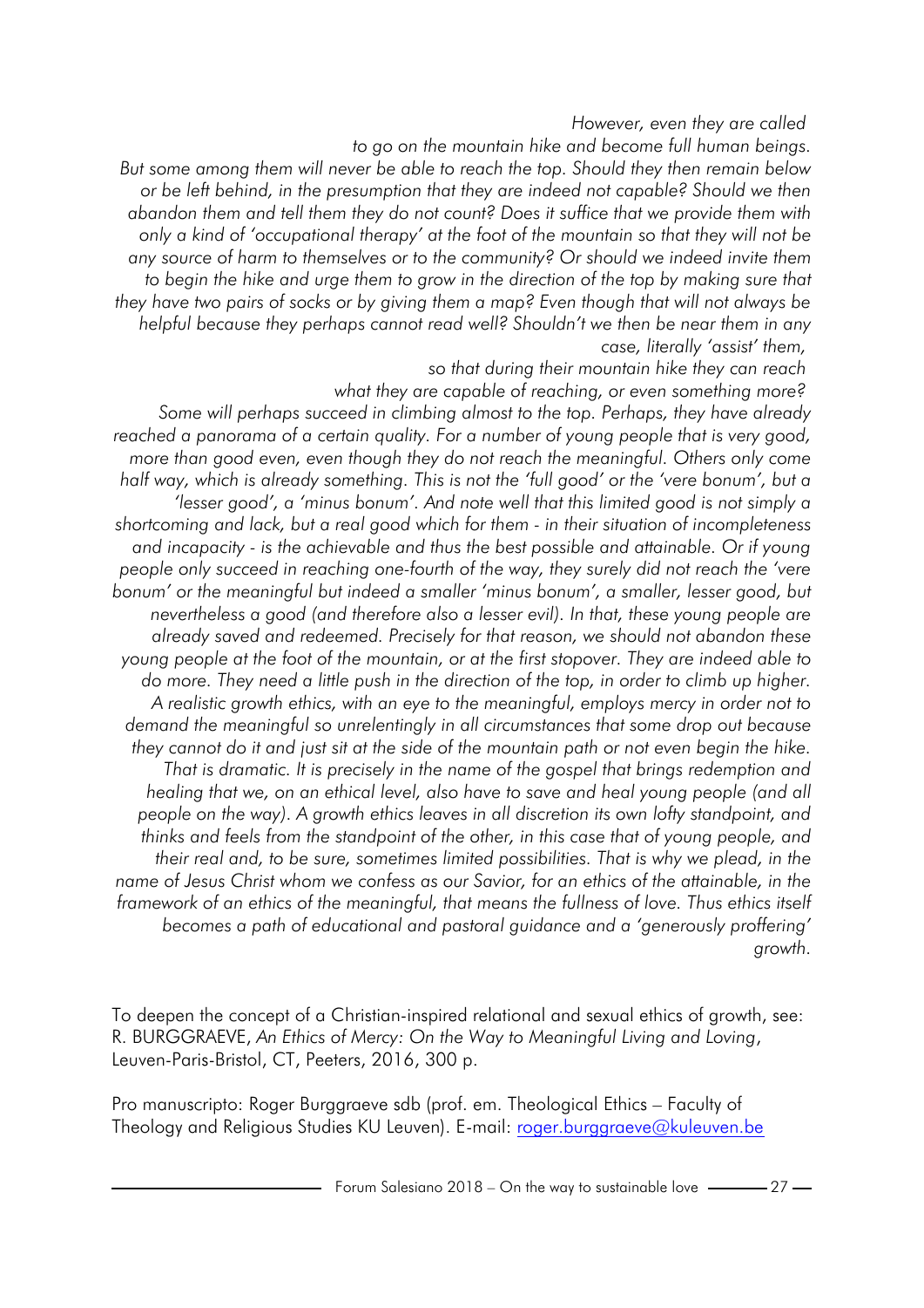*However, even they are called to go on the mountain hike and become full human beings. But some among them will never be able to reach the top. Should they then remain below or be left behind, in the presumption that they are indeed not capable? Should we then abandon them and tell them they do not count? Does it suffice that we provide them with only a kind of 'occupational therapy' at the foot of the mountain so that they will not be any source of harm to themselves or to the community? Or should we indeed invite them to begin the hike and urge them to grow in the direction of the top by making sure that they have two pairs of socks or by giving them a map? Even though that will not always be helpful because they perhaps cannot read well? Shouldn't we then be near them in any case, literally 'assist' them, so that during their mountain hike they can reach what they are capable of reaching, or even something more?*

*Some will perhaps succeed in climbing almost to the top. Perhaps, they have already reached a panorama of a certain quality. For a number of young people that is very good, more than good even, even though they do not reach the meaningful. Others only come half way, which is already something. This is not the 'full good' or the 'vere bonum', but a 'lesser good', a 'minus bonum'. And note well that this limited good is not simply a shortcoming and lack, but a real good which for them - in their situation of incompleteness and incapacity - is the achievable and thus the best possible and attainable. Or if young people only succeed in reaching one-fourth of the way, they surely did not reach the 'vere bonum' or the meaningful but indeed a smaller 'minus bonum', a smaller, lesser good, but nevertheless a good (and therefore also a lesser evil). In that, these young people are already saved and redeemed. Precisely for that reason, we should not abandon these young people at the foot of the mountain, or at the first stopover. They are indeed able to do more. They need a little push in the direction of the top, in order to climb up higher. A realistic growth ethics, with an eye to the meaningful, employs mercy in order not to demand the meaningful so unrelentingly in all circumstances that some drop out because they cannot do it and just sit at the side of the mountain path or not even begin the hike. That is dramatic. It is precisely in the name of the gospel that brings redemption and healing that we, on an ethical level, also have to save and heal young people (and all people on the way). A growth ethics leaves in all discretion its own lofty standpoint, and thinks and feels from the standpoint of the other, in this case that of young people, and their real and, to be sure, sometimes limited possibilities. That is why we plead, in the name of Jesus Christ whom we confess as our Savior, for an ethics of the attainable, in the framework of an ethics of the meaningful, that means the fullness of love. Thus ethics itself becomes a path of educational and pastoral guidance and a 'generously proffering' growth.*

To deepen the concept of a Christian-inspired relational and sexual ethics of growth, see: R. BURGGRAEVE, *An Ethics of Mercy: On the Way to Meaningful Living and Loving*, Leuven-Paris-Bristol, CT, Peeters, 2016, 300 p.

Pro manuscripto: Roger Burggraeve sdb (prof. em. Theological Ethics – Faculty of Theology and Religious Studies KU Leuven). E-mail: roger.burggraeve@kuleuven.be